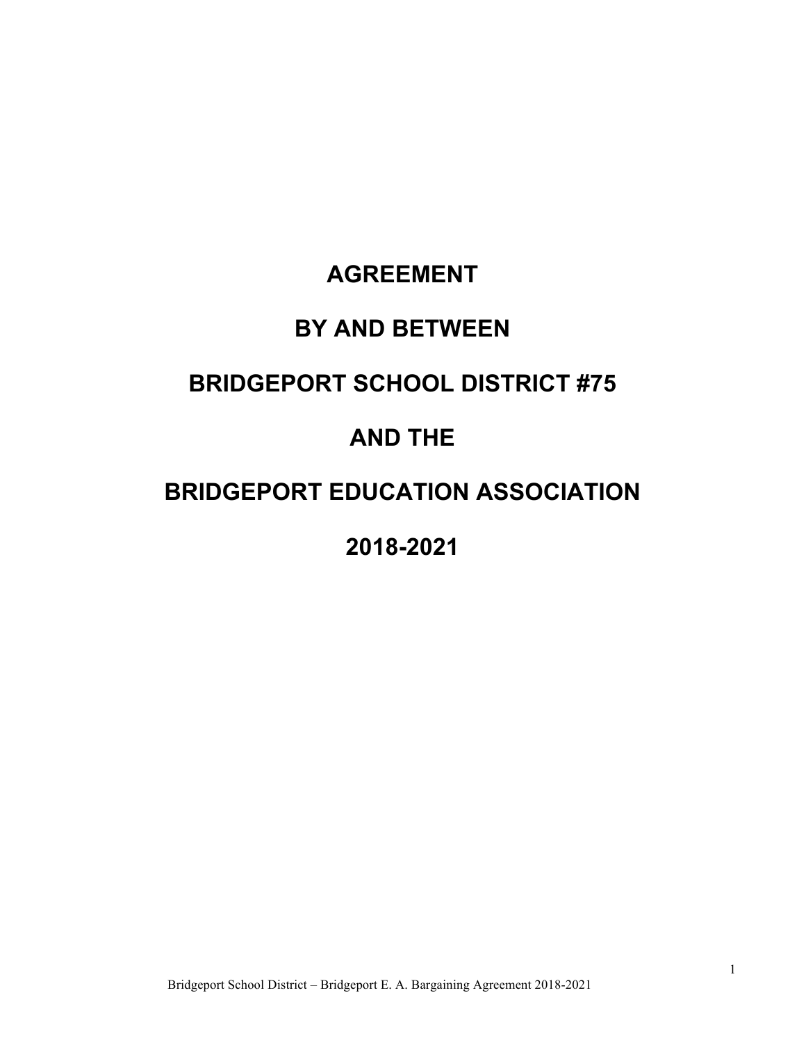# AGREEMENT

# BY AND BETWEEN

# BRIDGEPORT SCHOOL DISTRICT #75

# AND THE

# BRIDGEPORT EDUCATION ASSOCIATION

# 2018-2021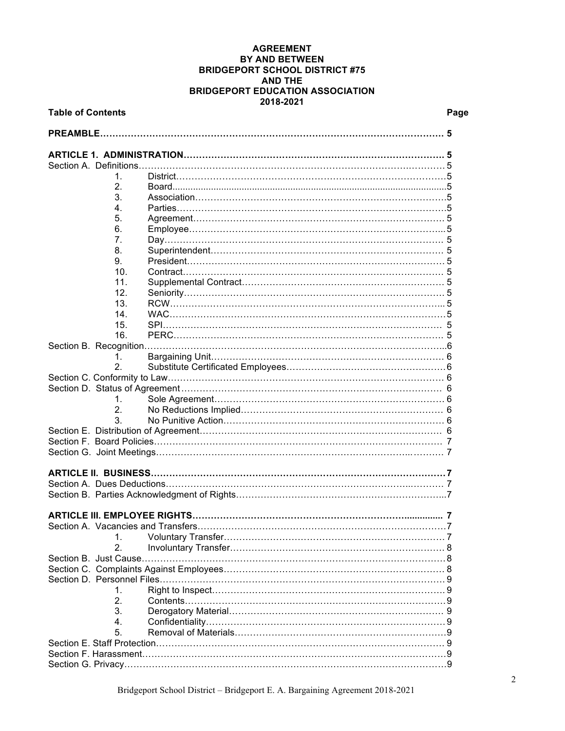# AGREEMENT
# BY AND BETWEEN
# BRIDGEPORT SCHOOL DISTRICT #75
# AND THE
# BRIDGEPORT EDUCATION ASSOCIATION
# 2018-2021

| **Table of Contents** | | **Page** |
|---|---|---|
| **PREAMBLE** | | **5** |
| **ARTICLE 1. ADMINISTRATION** | | **5** |
| Section A. Definitions | | 5 |
| 1. | District | 5 |
| 2. | Board | 5 |
| 3. | Association | 5 |
| 4. | Parties | 5 |
| 5. | Agreement | 5 |
| 6. | Employee | 5 |
| 7. | Day | 5 |
| 8. | Superintendent | 5 |
| 9. | President | 5 |
| 10. | Contract | 5 |
| 11. | Supplemental Contract | 5 |
| 12. | Seniority | 5 |
| 13. | RCW | 5 |
| 14. | WAC | 5 |
| 15. | SPI | 5 |
| 16. | PERC | 5 |
| Section B. Recognition | | 6 |
| 1. | Bargaining Unit | 6 |
| 2. | Substitute Certificated Employees | 6 |
| Section C. Conformity to Law | | 6 |
| Section D. Status of Agreement | | 6 |
| 1. | Sole Agreement | 6 |
| 2. | No Reductions Implied | 6 |
| 3. | No Punitive Action | 6 |
| Section E. Distribution of Agreement | | 6 |
| Section F. Board Policies | | 7 |
| Section G. Joint Meetings | | 7 |
| **ARTICLE II. BUSINESS** | | **7** |
| Section A. Dues Deductions | | 7 |
| Section B. Parties Acknowledgment of Rights | | 7 |
| **ARTICLE III. EMPLOYEE RIGHTS** | | **7** |
| Section A. Vacancies and Transfers | | 7 |
| 1. | Voluntary Transfer | 7 |
| 2. | Involuntary Transfer | 8 |
| Section B. Just Cause | | 8 |
| Section C. Complaints Against Employees | | 8 |
| Section D. Personnel Files | | 9 |
| 1. | Right to Inspect | 9 |
| 2. | Contents | 9 |
| 3. | Derogatory Material | 9 |
| 4. | Confidentiality | 9 |
| 5. | Removal of Materials | 9 |
| Section E. Staff Protection | | 9 |
| Section F. Harassment | | 9 |
| Section G. Privacy | | 9 |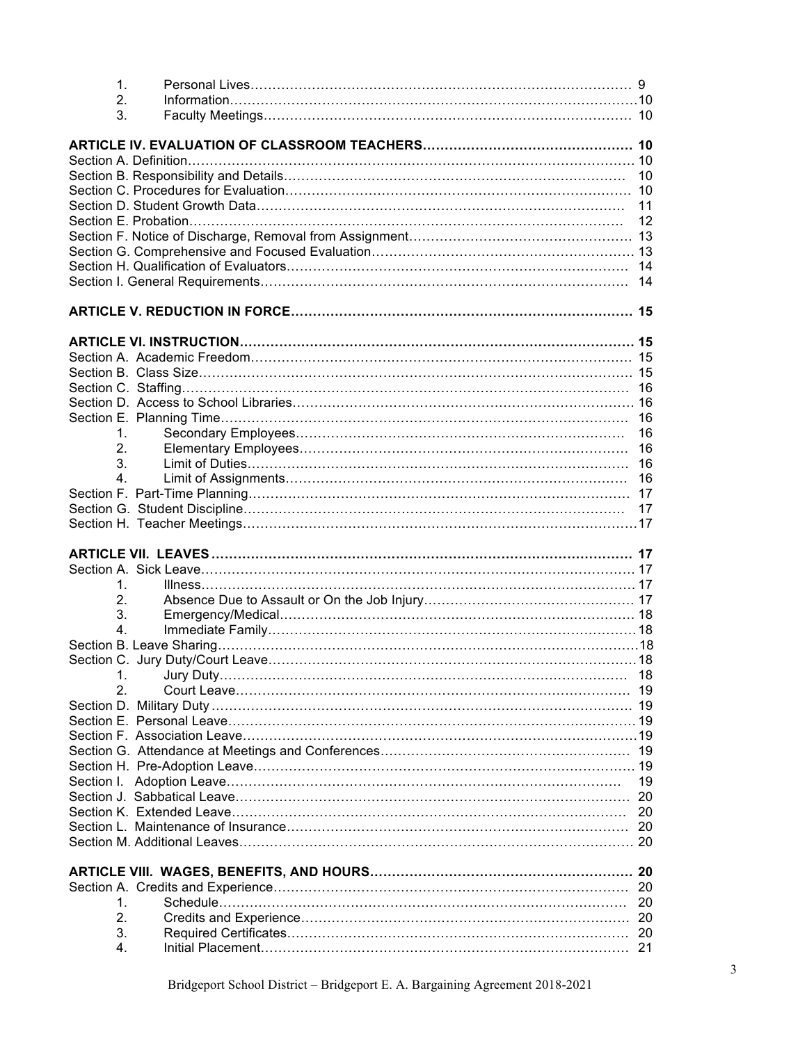1. Personal Lives……………………………………………………………………………… 9
2. Information…………………………………………………………………………………10
3. Faculty Meetings………………………………………………………………………… 10

**ARTICLE IV. EVALUATION OF CLASSROOM TEACHERS………………………………………… 10**

Section A. Definition………………………………………………………………………………… 10
Section B. Responsibility and Details………………………………………………………………… 10
Section C. Procedures for Evaluation……………………………………………………………… 10
Section D. Student Growth Data…………………………………………………………………… 11
Section E. Probation………………………………………………………………………………… 12
Section F. Notice of Discharge, Removal from Assignment…………………………………………… 13
Section G. Comprehensive and Focused Evaluation………………………………………………… 13
Section H. Qualification of Evaluators……………………………………………………………… 14
Section I. General Requirements…………………………………………………………………… 14

**ARTICLE V. REDUCTION IN FORCE…………………………………………………………………… 15**

**ARTICLE VI. INSTRUCTION……………………………………………………………………………… 15**

Section A. Academic Freedom……………………………………………………………………… 15
Section B. Class Size………………………………………………………………………………… 15
Section C. Staffing…………………………………………………………………………………… 16
Section D. Access to School Libraries……………………………………………………………… 16
Section E. Planning Time…………………………………………………………………………… 16

1. Secondary Employees…………………………………………………………………… 16
2. Elementary Employees…………………………………………………………………… 16
3. Limit of Duties…………………………………………………………………………… 16
4. Limit of Assignments……………………………………………………………………… 16

Section F. Part-Time Planning……………………………………………………………………… 17
Section G. Student Discipline……………………………………………………………………… 17
Section H. Teacher Meetings………………………………………………………………………17

**ARTICLE VII. LEAVES …………………………………………………………………………………… 17**

Section A. Sick Leave……………………………………………………………………………… 17

1. Illness………………………………………………………………………………………… 17
2. Absence Due to Assault or On the Job Injury………………………………………… 17
3. Emergency/Medical……………………………………………………………………… 18
4. Immediate Family…………………………………………………………………………18

Section B. Leave Sharing……………………………………………………………………………18
Section C. Jury Duty/Court Leave…………………………………………………………………18

1. Jury Duty…………………………………………………………………………………… 18
2. Court Leave………………………………………………………………………………… 19

Section D. Military Duty …………………………………………………………………………… 19
Section E. Personal Leave………………………………………………………………………… 19
Section F. Association Leave………………………………………………………………………19
Section G. Attendance at Meetings and Conferences…………………………………………… 19
Section H. Pre-Adoption Leave…………………………………………………………………… 19
Section I. Adoption Leave………………………………………………………………………… 19
Section J. Sabbatical Leave………………………………………………………………………… 20
Section K. Extended Leave………………………………………………………………………… 20
Section L. Maintenance of Insurance……………………………………………………………… 20
Section M. Additional Leaves……………………………………………………………………… 20

**ARTICLE VIII. WAGES, BENEFITS, AND HOURS……………………………………………………… 20**

Section A. Credits and Experience………………………………………………………………… 20

1. Schedule…………………………………………………………………………………… 20
2. Credits and Experience…………………………………………………………………… 20
3. Required Certificates……………………………………………………………………… 20
4. Initial Placement…………………………………………………………………………… 21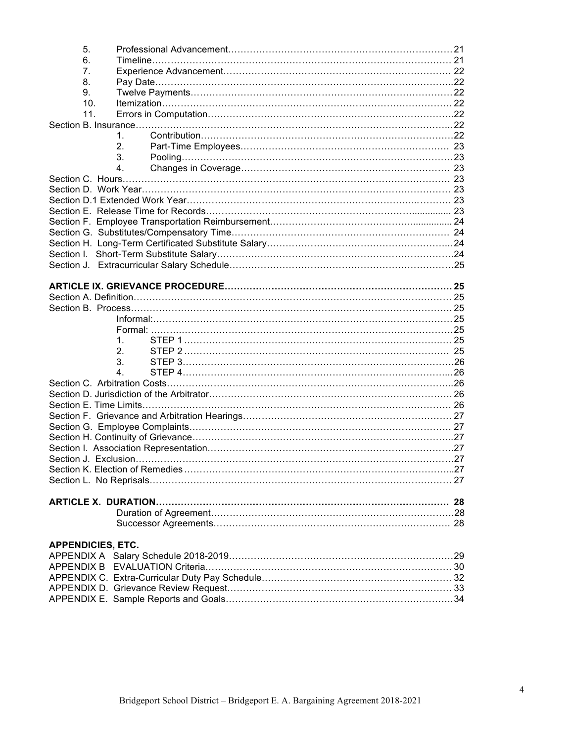5. Professional Advancement……………………………………………………………… 21
6. Timeline…………………………………………………………………………………… 21
7. Experience Advancement……………………………………………………………… 22
8. Pay Date…………………………………………………………………………………… 22
9. Twelve Payments………………………………………………………………………… 22
10. Itemization………………………………………………………………………………… 22
11. Errors in Computation………………………………………………………………… 22

Section B. Insurance……………………………………………………………………………… 22

1. Contribution……………………………………………………………………… 22
2. Part-Time Employees…………………………………………………………… 23
3. Pooling……………………………………………………………………………… 23
4. Changes in Coverage…………………………………………………………… 23

Section C. Hours………………………………………………………………………………… 23
Section D. Work Year…………………………………………………………………………… 23
Section D.1 Extended Work Year……………………………………………………………… 23
Section E. Release Time for Records………………………………………………………… 23
Section F. Employee Transportation Reimbursement…………………………………… 24
Section G. Substitutes/Compensatory Time………………………………………………… 24
Section H. Long-Term Certificated Substitute Salary…………………………………… 24
Section I. Short-Term Substitute Salary……………………………………………………… 24
Section J. Extracurricular Salary Schedule………………………………………………… 25

**ARTICLE IX. GRIEVANCE PROCEDURE…………………………………………………… 25**

Section A. Definition……………………………………………………………………………… 25
Section B. Process………………………………………………………………………………… 25

Informal:……………………………………………………………………………………… 25
Formal: ……………………………………………………………………………………… 25

1. STEP 1 …………………………………………………………………………… 25
2. STEP 2 …………………………………………………………………………… 25
3. STEP 3……………………………………………………………………………… 26
4. STEP 4……………………………………………………………………………… 26

Section C. Arbitration Costs……………………………………………………………………… 26
Section D. Jurisdiction of the Arbitrator……………………………………………………… 26
Section E. Time Limits……………………………………………………………………………… 26
Section F. Grievance and Arbitration Hearings…………………………………………… 27
Section G. Employee Complaints……………………………………………………………… 27
Section H. Continuity of Grievance…………………………………………………………… 27
Section I. Association Representation………………………………………………………… 27
Section J. Exclusion………………………………………………………………………………… 27
Section K. Election of Remedies ……………………………………………………………… 27
Section L. No Reprisals…………………………………………………………………………… 27

**ARTICLE X. DURATION……………………………………………………………………… 28**

Duration of Agreement……………………………………………………………………… 28
Successor Agreements……………………………………………………………………… 28

**APPENDICIES, ETC.**

APPENDIX A Salary Schedule 2018-2019……………………………………………………… 29
APPENDIX B EVALUATION Criteria……………………………………………………………… 30
APPENDIX C. Extra-Curricular Duty Pay Schedule………………………………………… 32
APPENDIX D. Grievance Review Request……………………………………………………… 33
APPENDIX E. Sample Reports and Goals……………………………………………………… 34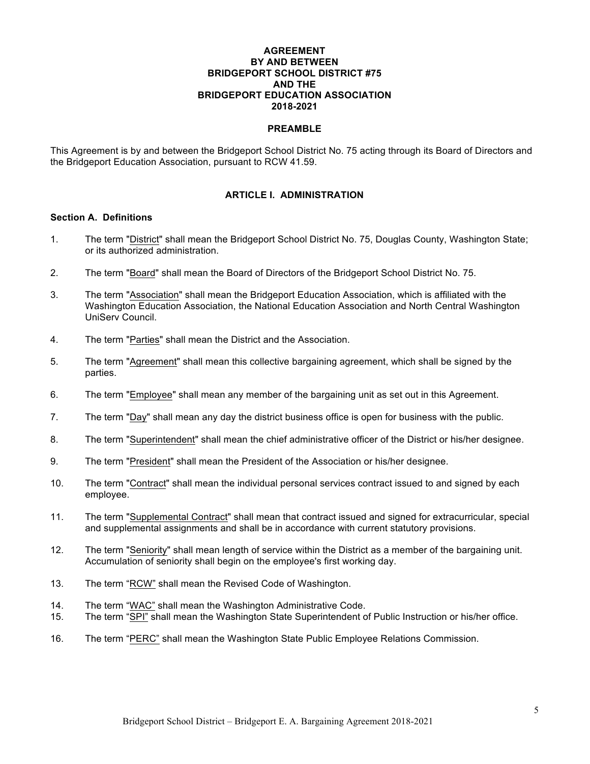**AGREEMENT**
**BY AND BETWEEN**
**BRIDGEPORT SCHOOL DISTRICT #75**
**AND THE**
**BRIDGEPORT EDUCATION ASSOCIATION**
**2018-2021**

## PREAMBLE

This Agreement is by and between the Bridgeport School District No. 75 acting through its Board of Directors and the Bridgeport Education Association, pursuant to RCW 41.59.

## ARTICLE I. ADMINISTRATION

### Section A. Definitions

1. The term "District" shall mean the Bridgeport School District No. 75, Douglas County, Washington State; or its authorized administration.

2. The term "Board" shall mean the Board of Directors of the Bridgeport School District No. 75.

3. The term "Association" shall mean the Bridgeport Education Association, which is affiliated with the Washington Education Association, the National Education Association and North Central Washington UniServ Council.

4. The term "Parties" shall mean the District and the Association.

5. The term "Agreement" shall mean this collective bargaining agreement, which shall be signed by the parties.

6. The term "Employee" shall mean any member of the bargaining unit as set out in this Agreement.

7. The term "Day" shall mean any day the district business office is open for business with the public.

8. The term "Superintendent" shall mean the chief administrative officer of the District or his/her designee.

9. The term "President" shall mean the President of the Association or his/her designee.

10. The term "Contract" shall mean the individual personal services contract issued to and signed by each employee.

11. The term "Supplemental Contract" shall mean that contract issued and signed for extracurricular, special and supplemental assignments and shall be in accordance with current statutory provisions.

12. The term "Seniority" shall mean length of service within the District as a member of the bargaining unit. Accumulation of seniority shall begin on the employee's first working day.

13. The term "RCW" shall mean the Revised Code of Washington.

14. The term "WAC" shall mean the Washington Administrative Code.

15. The term "SPI" shall mean the Washington State Superintendent of Public Instruction or his/her office.

16. The term "PERC" shall mean the Washington State Public Employee Relations Commission.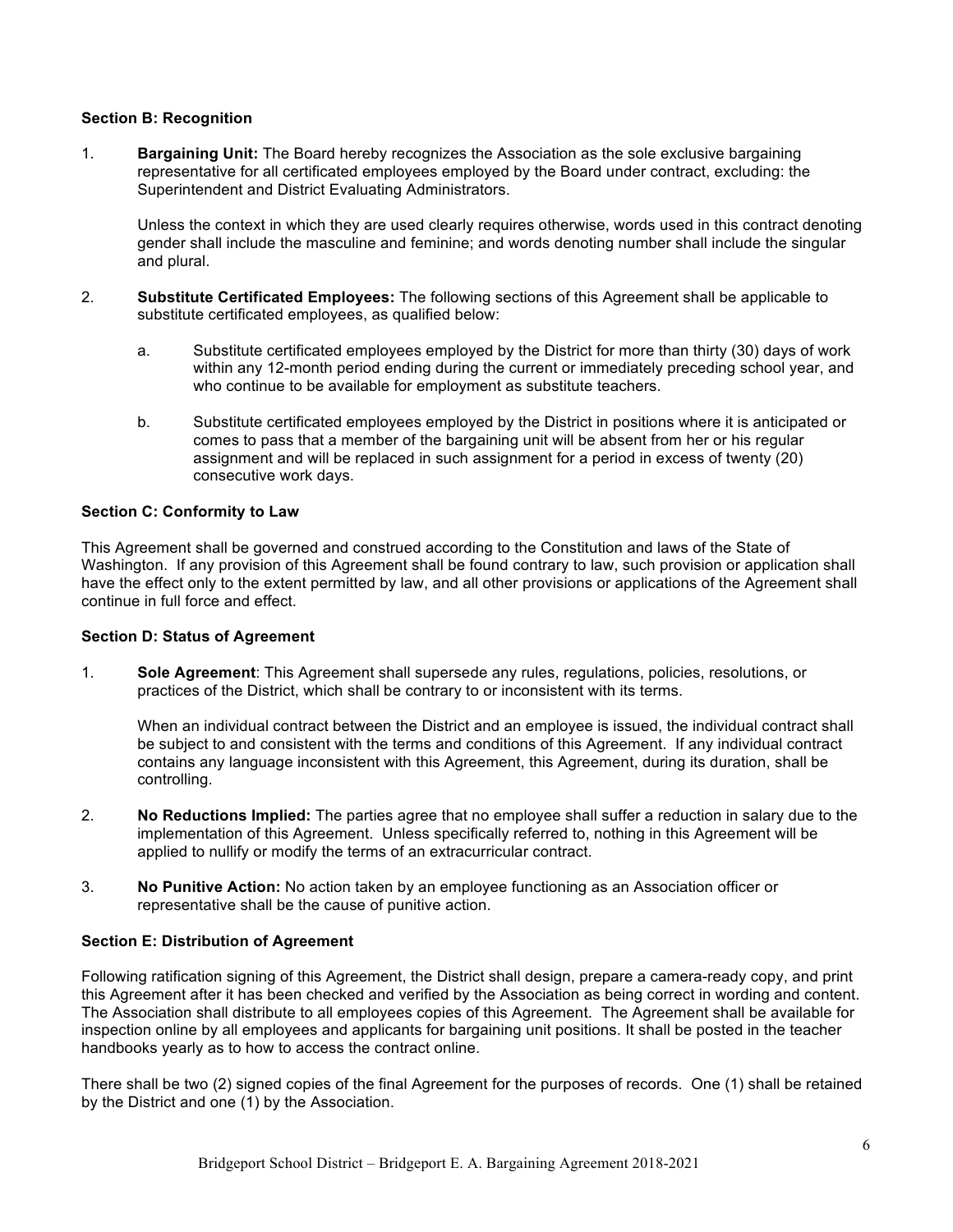**Section B: Recognition**

1. **Bargaining Unit:** The Board hereby recognizes the Association as the sole exclusive bargaining representative for all certificated employees employed by the Board under contract, excluding: the Superintendent and District Evaluating Administrators.

   Unless the context in which they are used clearly requires otherwise, words used in this contract denoting gender shall include the masculine and feminine; and words denoting number shall include the singular and plural.

2. **Substitute Certificated Employees:** The following sections of this Agreement shall be applicable to substitute certificated employees, as qualified below:

   a. Substitute certificated employees employed by the District for more than thirty (30) days of work within any 12-month period ending during the current or immediately preceding school year, and who continue to be available for employment as substitute teachers.

   b. Substitute certificated employees employed by the District in positions where it is anticipated or comes to pass that a member of the bargaining unit will be absent from her or his regular assignment and will be replaced in such assignment for a period in excess of twenty (20) consecutive work days.

**Section C: Conformity to Law**

This Agreement shall be governed and construed according to the Constitution and laws of the State of Washington. If any provision of this Agreement shall be found contrary to law, such provision or application shall have the effect only to the extent permitted by law, and all other provisions or applications of the Agreement shall continue in full force and effect.

**Section D: Status of Agreement**

1. **Sole Agreement**: This Agreement shall supersede any rules, regulations, policies, resolutions, or practices of the District, which shall be contrary to or inconsistent with its terms.

   When an individual contract between the District and an employee is issued, the individual contract shall be subject to and consistent with the terms and conditions of this Agreement. If any individual contract contains any language inconsistent with this Agreement, this Agreement, during its duration, shall be controlling.

2. **No Reductions Implied:** The parties agree that no employee shall suffer a reduction in salary due to the implementation of this Agreement. Unless specifically referred to, nothing in this Agreement will be applied to nullify or modify the terms of an extracurricular contract.

3. **No Punitive Action:** No action taken by an employee functioning as an Association officer or representative shall be the cause of punitive action.

**Section E: Distribution of Agreement**

Following ratification signing of this Agreement, the District shall design, prepare a camera-ready copy, and print this Agreement after it has been checked and verified by the Association as being correct in wording and content. The Association shall distribute to all employees copies of this Agreement. The Agreement shall be available for inspection online by all employees and applicants for bargaining unit positions. It shall be posted in the teacher handbooks yearly as to how to access the contract online.

There shall be two (2) signed copies of the final Agreement for the purposes of records. One (1) shall be retained by the District and one (1) by the Association.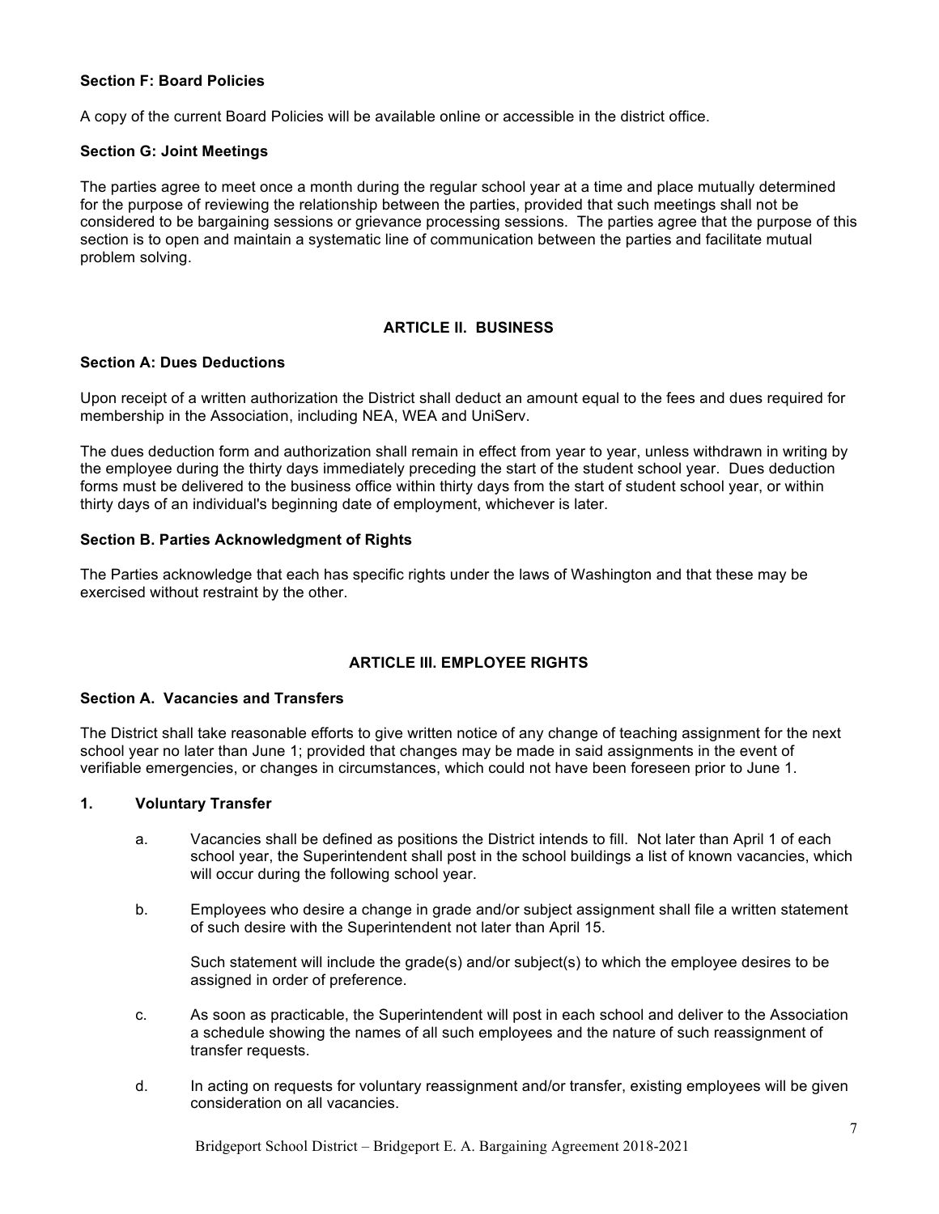**Section F: Board Policies**

A copy of the current Board Policies will be available online or accessible in the district office.

**Section G: Joint Meetings**

The parties agree to meet once a month during the regular school year at a time and place mutually determined for the purpose of reviewing the relationship between the parties, provided that such meetings shall not be considered to be bargaining sessions or grievance processing sessions. The parties agree that the purpose of this section is to open and maintain a systematic line of communication between the parties and facilitate mutual problem solving.

## ARTICLE II. BUSINESS

**Section A: Dues Deductions**

Upon receipt of a written authorization the District shall deduct an amount equal to the fees and dues required for membership in the Association, including NEA, WEA and UniServ.

The dues deduction form and authorization shall remain in effect from year to year, unless withdrawn in writing by the employee during the thirty days immediately preceding the start of the student school year. Dues deduction forms must be delivered to the business office within thirty days from the start of student school year, or within thirty days of an individual's beginning date of employment, whichever is later.

**Section B. Parties Acknowledgment of Rights**

The Parties acknowledge that each has specific rights under the laws of Washington and that these may be exercised without restraint by the other.

## ARTICLE III. EMPLOYEE RIGHTS

**Section A. Vacancies and Transfers**

The District shall take reasonable efforts to give written notice of any change of teaching assignment for the next school year no later than June 1; provided that changes may be made in said assignments in the event of verifiable emergencies, or changes in circumstances, which could not have been foreseen prior to June 1.

**1. Voluntary Transfer**

a. Vacancies shall be defined as positions the District intends to fill. Not later than April 1 of each school year, the Superintendent shall post in the school buildings a list of known vacancies, which will occur during the following school year.

b. Employees who desire a change in grade and/or subject assignment shall file a written statement of such desire with the Superintendent not later than April 15.

   Such statement will include the grade(s) and/or subject(s) to which the employee desires to be assigned in order of preference.

c. As soon as practicable, the Superintendent will post in each school and deliver to the Association a schedule showing the names of all such employees and the nature of such reassignment of transfer requests.

d. In acting on requests for voluntary reassignment and/or transfer, existing employees will be given consideration on all vacancies.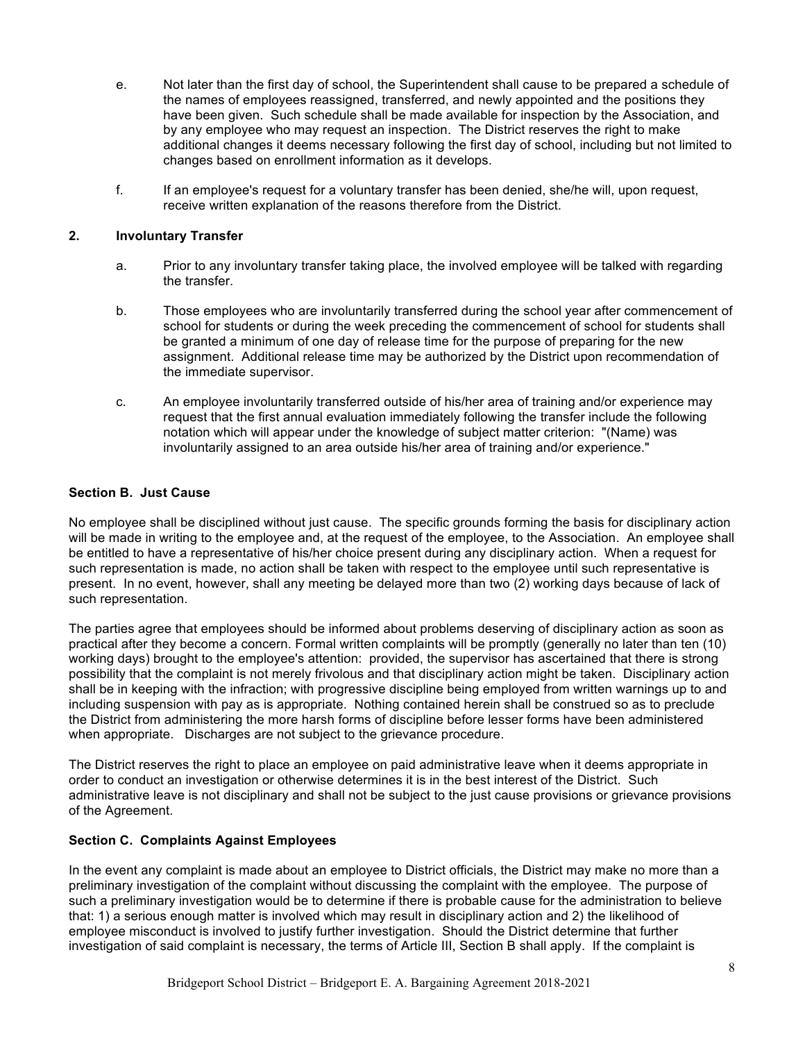e. Not later than the first day of school, the Superintendent shall cause to be prepared a schedule of the names of employees reassigned, transferred, and newly appointed and the positions they have been given. Such schedule shall be made available for inspection by the Association, and by any employee who may request an inspection. The District reserves the right to make additional changes it deems necessary following the first day of school, including but not limited to changes based on enrollment information as it develops.

f. If an employee's request for a voluntary transfer has been denied, she/he will, upon request, receive written explanation of the reasons therefore from the District.

**2. Involuntary Transfer**

a. Prior to any involuntary transfer taking place, the involved employee will be talked with regarding the transfer.

b. Those employees who are involuntarily transferred during the school year after commencement of school for students or during the week preceding the commencement of school for students shall be granted a minimum of one day of release time for the purpose of preparing for the new assignment. Additional release time may be authorized by the District upon recommendation of the immediate supervisor.

c. An employee involuntarily transferred outside of his/her area of training and/or experience may request that the first annual evaluation immediately following the transfer include the following notation which will appear under the knowledge of subject matter criterion: "(Name) was involuntarily assigned to an area outside his/her area of training and/or experience."

**Section B. Just Cause**

No employee shall be disciplined without just cause. The specific grounds forming the basis for disciplinary action will be made in writing to the employee and, at the request of the employee, to the Association. An employee shall be entitled to have a representative of his/her choice present during any disciplinary action. When a request for such representation is made, no action shall be taken with respect to the employee until such representative is present. In no event, however, shall any meeting be delayed more than two (2) working days because of lack of such representation.

The parties agree that employees should be informed about problems deserving of disciplinary action as soon as practical after they become a concern. Formal written complaints will be promptly (generally no later than ten (10) working days) brought to the employee's attention: provided, the supervisor has ascertained that there is strong possibility that the complaint is not merely frivolous and that disciplinary action might be taken. Disciplinary action shall be in keeping with the infraction; with progressive discipline being employed from written warnings up to and including suspension with pay as is appropriate. Nothing contained herein shall be construed so as to preclude the District from administering the more harsh forms of discipline before lesser forms have been administered when appropriate. Discharges are not subject to the grievance procedure.

The District reserves the right to place an employee on paid administrative leave when it deems appropriate in order to conduct an investigation or otherwise determines it is in the best interest of the District. Such administrative leave is not disciplinary and shall not be subject to the just cause provisions or grievance provisions of the Agreement.

**Section C. Complaints Against Employees**

In the event any complaint is made about an employee to District officials, the District may make no more than a preliminary investigation of the complaint without discussing the complaint with the employee. The purpose of such a preliminary investigation would be to determine if there is probable cause for the administration to believe that: 1) a serious enough matter is involved which may result in disciplinary action and 2) the likelihood of employee misconduct is involved to justify further investigation. Should the District determine that further investigation of said complaint is necessary, the terms of Article III, Section B shall apply. If the complaint is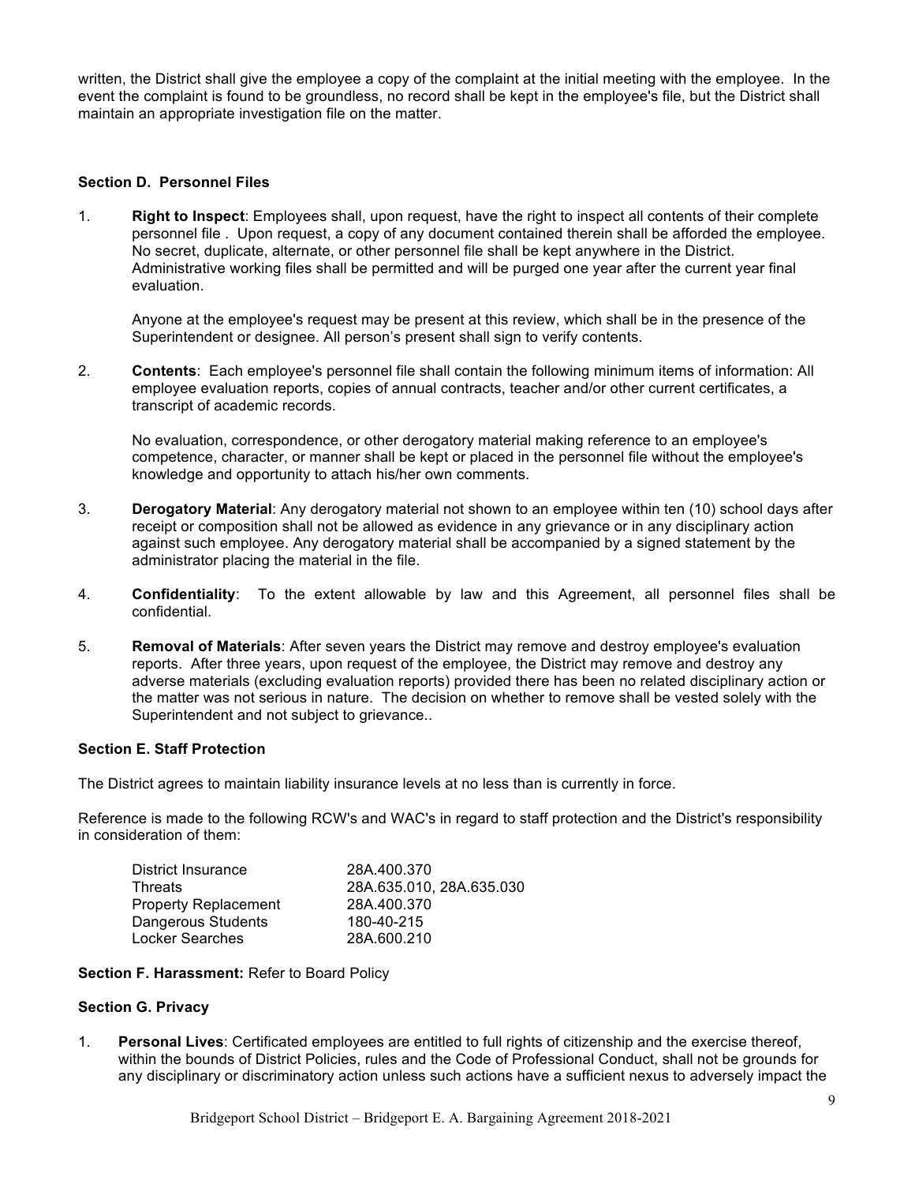written, the District shall give the employee a copy of the complaint at the initial meeting with the employee. In the event the complaint is found to be groundless, no record shall be kept in the employee's file, but the District shall maintain an appropriate investigation file on the matter.

**Section D. Personnel Files**

1. **Right to Inspect**: Employees shall, upon request, have the right to inspect all contents of their complete personnel file . Upon request, a copy of any document contained therein shall be afforded the employee. No secret, duplicate, alternate, or other personnel file shall be kept anywhere in the District. Administrative working files shall be permitted and will be purged one year after the current year final evaluation.

   Anyone at the employee's request may be present at this review, which shall be in the presence of the Superintendent or designee. All person's present shall sign to verify contents.

2. **Contents**: Each employee's personnel file shall contain the following minimum items of information: All employee evaluation reports, copies of annual contracts, teacher and/or other current certificates, a transcript of academic records.

   No evaluation, correspondence, or other derogatory material making reference to an employee's competence, character, or manner shall be kept or placed in the personnel file without the employee's knowledge and opportunity to attach his/her own comments.

3. **Derogatory Material**: Any derogatory material not shown to an employee within ten (10) school days after receipt or composition shall not be allowed as evidence in any grievance or in any disciplinary action against such employee. Any derogatory material shall be accompanied by a signed statement by the administrator placing the material in the file.

4. **Confidentiality**: To the extent allowable by law and this Agreement, all personnel files shall be confidential.

5. **Removal of Materials**: After seven years the District may remove and destroy employee's evaluation reports. After three years, upon request of the employee, the District may remove and destroy any adverse materials (excluding evaluation reports) provided there has been no related disciplinary action or the matter was not serious in nature. The decision on whether to remove shall be vested solely with the Superintendent and not subject to grievance..

**Section E. Staff Protection**

The District agrees to maintain liability insurance levels at no less than is currently in force.

Reference is made to the following RCW's and WAC's in regard to staff protection and the District's responsibility in consideration of them:

| | |
|---|---|
| District Insurance | 28A.400.370 |
| Threats | 28A.635.010, 28A.635.030 |
| Property Replacement | 28A.400.370 |
| Dangerous Students | 180-40-215 |
| Locker Searches | 28A.600.210 |

**Section F. Harassment:** Refer to Board Policy

**Section G. Privacy**

1. **Personal Lives**: Certificated employees are entitled to full rights of citizenship and the exercise thereof, within the bounds of District Policies, rules and the Code of Professional Conduct, shall not be grounds for any disciplinary or discriminatory action unless such actions have a sufficient nexus to adversely impact the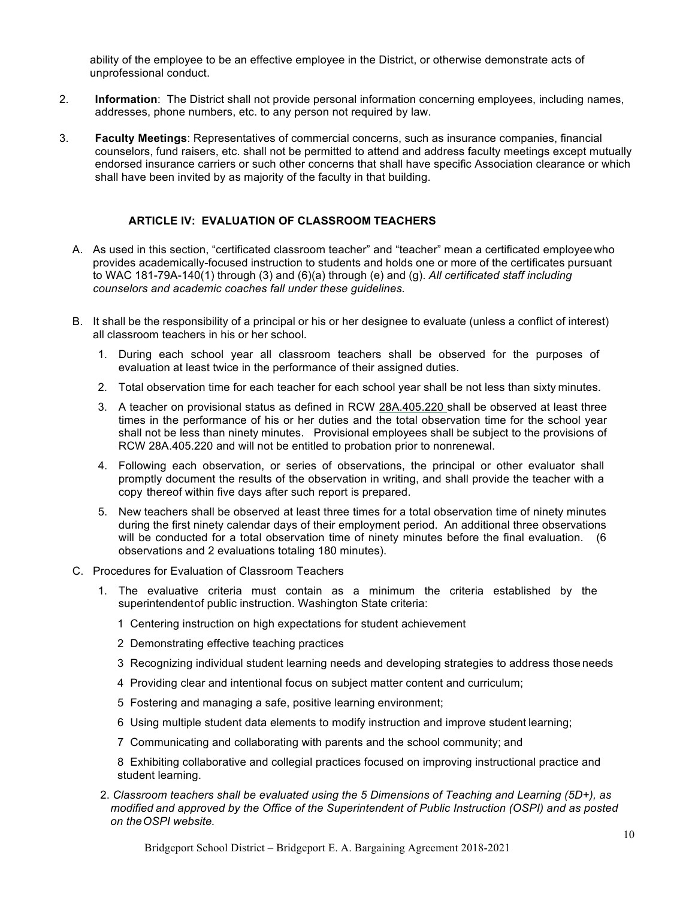ability of the employee to be an effective employee in the District, or otherwise demonstrate acts of unprofessional conduct.

2. **Information**: The District shall not provide personal information concerning employees, including names, addresses, phone numbers, etc. to any person not required by law.

3. **Faculty Meetings**: Representatives of commercial concerns, such as insurance companies, financial counselors, fund raisers, etc. shall not be permitted to attend and address faculty meetings except mutually endorsed insurance carriers or such other concerns that shall have specific Association clearance or which shall have been invited by as majority of the faculty in that building.

## ARTICLE IV: EVALUATION OF CLASSROOM TEACHERS

A. As used in this section, "certificated classroom teacher" and "teacher" mean a certificated employee who provides academically-focused instruction to students and holds one or more of the certificates pursuant to WAC 181-79A-140(1) through (3) and (6)(a) through (e) and (g). *All certificated staff including counselors and academic coaches fall under these guidelines.*

B. It shall be the responsibility of a principal or his or her designee to evaluate (unless a conflict of interest) all classroom teachers in his or her school.

   1. During each school year all classroom teachers shall be observed for the purposes of evaluation at least twice in the performance of their assigned duties.
   2. Total observation time for each teacher for each school year shall be not less than sixty minutes.
   3. A teacher on provisional status as defined in RCW 28A.405.220 shall be observed at least three times in the performance of his or her duties and the total observation time for the school year shall not be less than ninety minutes. Provisional employees shall be subject to the provisions of RCW 28A.405.220 and will not be entitled to probation prior to nonrenewal.
   4. Following each observation, or series of observations, the principal or other evaluator shall promptly document the results of the observation in writing, and shall provide the teacher with a copy thereof within five days after such report is prepared.
   5. New teachers shall be observed at least three times for a total observation time of ninety minutes during the first ninety calendar days of their employment period. An additional three observations will be conducted for a total observation time of ninety minutes before the final evaluation. (6 observations and 2 evaluations totaling 180 minutes).

C. Procedures for Evaluation of Classroom Teachers

   1. The evaluative criteria must contain as a minimum the criteria established by the superintendent of public instruction. Washington State criteria:

      1 Centering instruction on high expectations for student achievement

      2 Demonstrating effective teaching practices

      3 Recognizing individual student learning needs and developing strategies to address those needs

      4 Providing clear and intentional focus on subject matter content and curriculum;

      5 Fostering and managing a safe, positive learning environment;

      6 Using multiple student data elements to modify instruction and improve student learning;

      7 Communicating and collaborating with parents and the school community; and

      8 Exhibiting collaborative and collegial practices focused on improving instructional practice and student learning.

   2. *Classroom teachers shall be evaluated using the 5 Dimensions of Teaching and Learning (5D+), as modified and approved by the Office of the Superintendent of Public Instruction (OSPI) and as posted on the OSPI website.*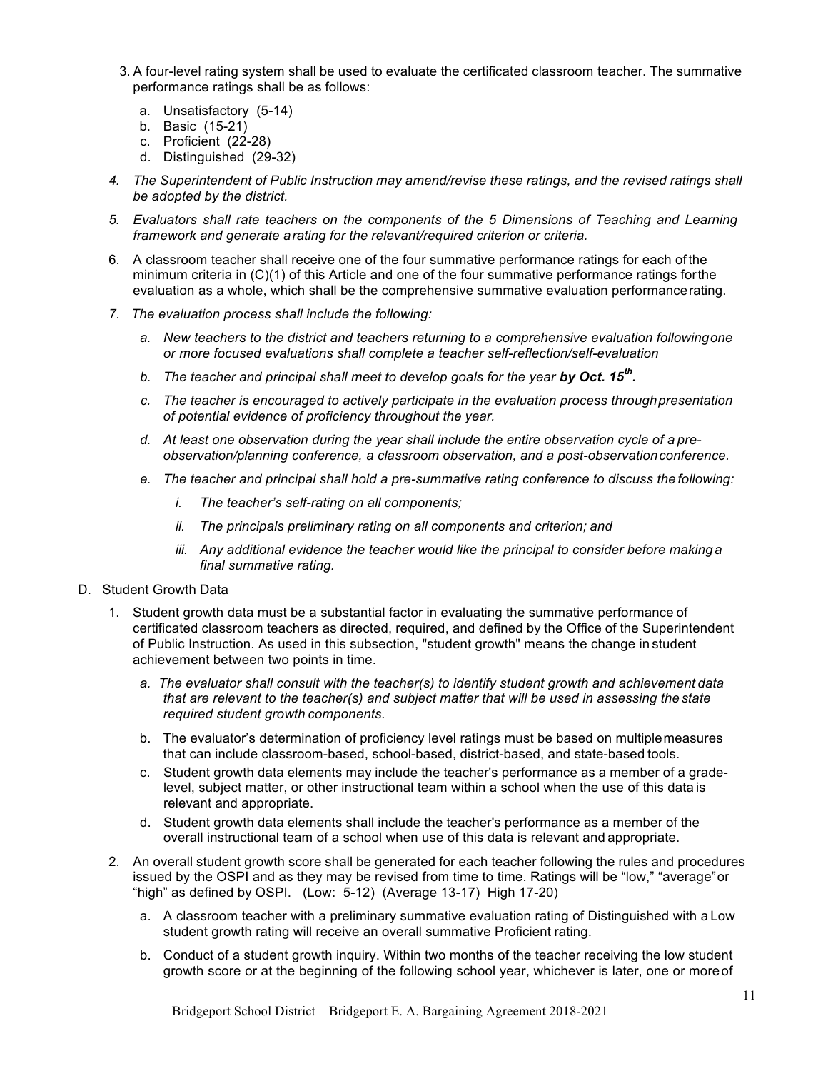3. A four-level rating system shall be used to evaluate the certificated classroom teacher. The summative performance ratings shall be as follows:
   a. Unsatisfactory (5-14)
   b. Basic (15-21)
   c. Proficient (22-28)
   d. Distinguished (29-32)
4. *The Superintendent of Public Instruction may amend/revise these ratings, and the revised ratings shall be adopted by the district.*
5. *Evaluators shall rate teachers on the components of the 5 Dimensions of Teaching and Learning framework and generate a rating for the relevant/required criterion or criteria.*
6. A classroom teacher shall receive one of the four summative performance ratings for each of the minimum criteria in (C)(1) of this Article and one of the four summative performance ratings for the evaluation as a whole, which shall be the comprehensive summative evaluation performance rating.
7. *The evaluation process shall include the following:*
   a. *New teachers to the district and teachers returning to a comprehensive evaluation following one or more focused evaluations shall complete a teacher self-reflection/self-evaluation*
   b. *The teacher and principal shall meet to develop goals for the year* ***by Oct. 15th.***
   c. *The teacher is encouraged to actively participate in the evaluation process through presentation of potential evidence of proficiency throughout the year.*
   d. *At least one observation during the year shall include the entire observation cycle of a pre-observation/planning conference, a classroom observation, and a post-observation conference.*
   e. *The teacher and principal shall hold a pre-summative rating conference to discuss the following:*
      i. *The teacher's self-rating on all components;*
      ii. *The principals preliminary rating on all components and criterion; and*
      iii. *Any additional evidence the teacher would like the principal to consider before making a final summative rating.*

D. Student Growth Data

1. Student growth data must be a substantial factor in evaluating the summative performance of certificated classroom teachers as directed, required, and defined by the Office of the Superintendent of Public Instruction. As used in this subsection, "student growth" means the change in student achievement between two points in time.
   a. *The evaluator shall consult with the teacher(s) to identify student growth and achievement data that are relevant to the teacher(s) and subject matter that will be used in assessing the state required student growth components.*
   b. The evaluator's determination of proficiency level ratings must be based on multiple measures that can include classroom-based, school-based, district-based, and state-based tools.
   c. Student growth data elements may include the teacher's performance as a member of a grade-level, subject matter, or other instructional team within a school when the use of this data is relevant and appropriate.
   d. Student growth data elements shall include the teacher's performance as a member of the overall instructional team of a school when use of this data is relevant and appropriate.
2. An overall student growth score shall be generated for each teacher following the rules and procedures issued by the OSPI and as they may be revised from time to time. Ratings will be "low," "average" or "high" as defined by OSPI. (Low: 5-12) (Average 13-17) High 17-20)
   a. A classroom teacher with a preliminary summative evaluation rating of Distinguished with a Low student growth rating will receive an overall summative Proficient rating.
   b. Conduct of a student growth inquiry. Within two months of the teacher receiving the low student growth score or at the beginning of the following school year, whichever is later, one or more of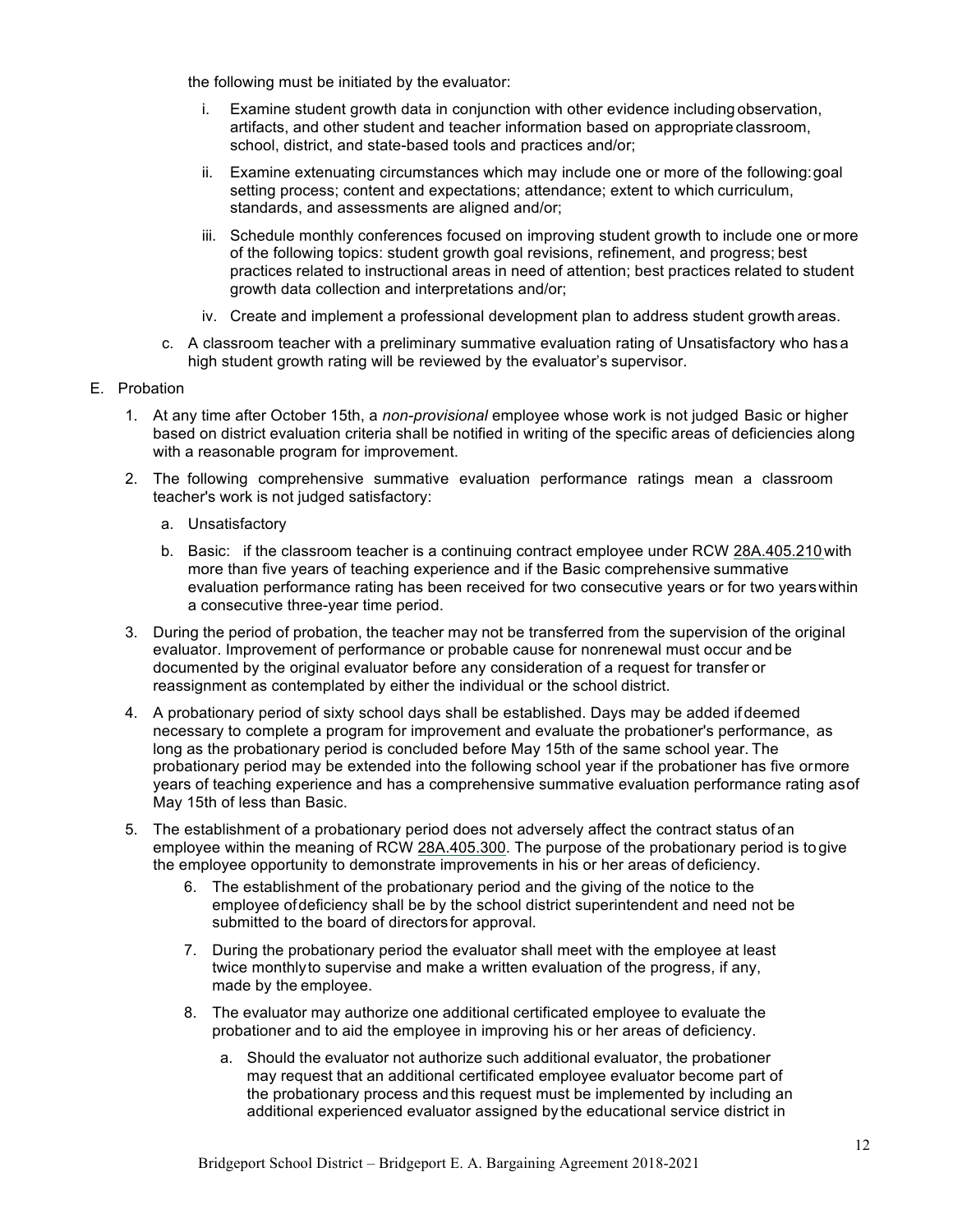the following must be initiated by the evaluator:

i. Examine student growth data in conjunction with other evidence including observation, artifacts, and other student and teacher information based on appropriate classroom, school, district, and state-based tools and practices and/or;

ii. Examine extenuating circumstances which may include one or more of the following: goal setting process; content and expectations; attendance; extent to which curriculum, standards, and assessments are aligned and/or;

iii. Schedule monthly conferences focused on improving student growth to include one or more of the following topics: student growth goal revisions, refinement, and progress; best practices related to instructional areas in need of attention; best practices related to student growth data collection and interpretations and/or;

iv. Create and implement a professional development plan to address student growth areas.

c. A classroom teacher with a preliminary summative evaluation rating of Unsatisfactory who has a high student growth rating will be reviewed by the evaluator's supervisor.

E. Probation

1. At any time after October 15th, a *non-provisional* employee whose work is not judged Basic or higher based on district evaluation criteria shall be notified in writing of the specific areas of deficiencies along with a reasonable program for improvement.

2. The following comprehensive summative evaluation performance ratings mean a classroom teacher's work is not judged satisfactory:

   a. Unsatisfactory

   b. Basic: if the classroom teacher is a continuing contract employee under RCW 28A.405.210 with more than five years of teaching experience and if the Basic comprehensive summative evaluation performance rating has been received for two consecutive years or for two years within a consecutive three-year time period.

3. During the period of probation, the teacher may not be transferred from the supervision of the original evaluator. Improvement of performance or probable cause for nonrenewal must occur and be documented by the original evaluator before any consideration of a request for transfer or reassignment as contemplated by either the individual or the school district.

4. A probationary period of sixty school days shall be established. Days may be added if deemed necessary to complete a program for improvement and evaluate the probationer's performance, as long as the probationary period is concluded before May 15th of the same school year. The probationary period may be extended into the following school year if the probationer has five or more years of teaching experience and has a comprehensive summative evaluation performance rating as of May 15th of less than Basic.

5. The establishment of a probationary period does not adversely affect the contract status of an employee within the meaning of RCW 28A.405.300. The purpose of the probationary period is to give the employee opportunity to demonstrate improvements in his or her areas of deficiency.

6. The establishment of the probationary period and the giving of the notice to the employee of deficiency shall be by the school district superintendent and need not be submitted to the board of directors for approval.

7. During the probationary period the evaluator shall meet with the employee at least twice monthly to supervise and make a written evaluation of the progress, if any, made by the employee.

8. The evaluator may authorize one additional certificated employee to evaluate the probationer and to aid the employee in improving his or her areas of deficiency.

   a. Should the evaluator not authorize such additional evaluator, the probationer may request that an additional certificated employee evaluator become part of the probationary process and this request must be implemented by including an additional experienced evaluator assigned by the educational service district in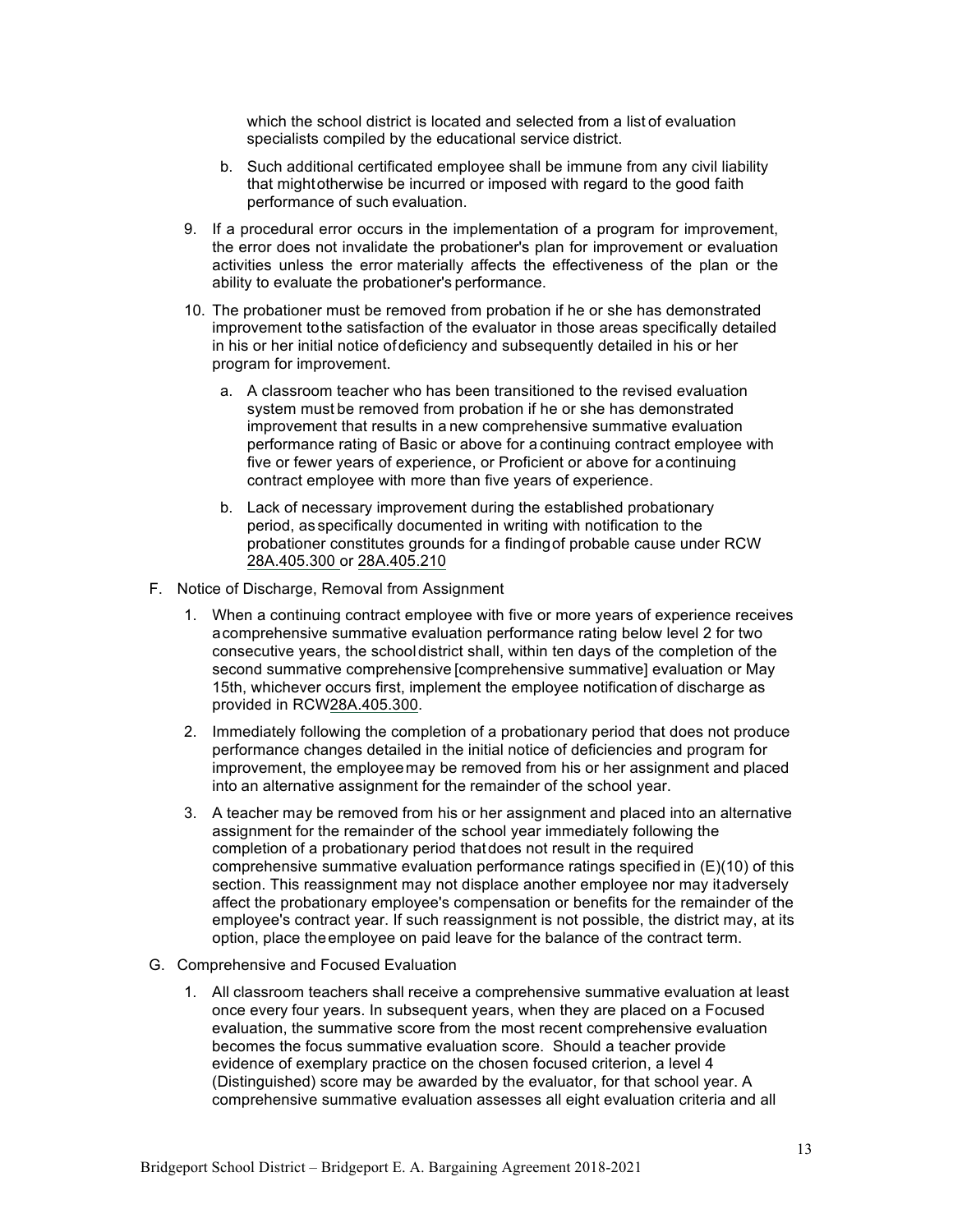which the school district is located and selected from a list of evaluation specialists compiled by the educational service district.

   b. Such additional certificated employee shall be immune from any civil liability that might otherwise be incurred or imposed with regard to the good faith performance of such evaluation.

9. If a procedural error occurs in the implementation of a program for improvement, the error does not invalidate the probationer's plan for improvement or evaluation activities unless the error materially affects the effectiveness of the plan or the ability to evaluate the probationer's performance.

10. The probationer must be removed from probation if he or she has demonstrated improvement to the satisfaction of the evaluator in those areas specifically detailed in his or her initial notice of deficiency and subsequently detailed in his or her program for improvement.

    a. A classroom teacher who has been transitioned to the revised evaluation system must be removed from probation if he or she has demonstrated improvement that results in a new comprehensive summative evaluation performance rating of Basic or above for a continuing contract employee with five or fewer years of experience, or Proficient or above for a continuing contract employee with more than five years of experience.

    b. Lack of necessary improvement during the established probationary period, as specifically documented in writing with notification to the probationer constitutes grounds for a finding of probable cause under RCW 28A.405.300 or 28A.405.210

F. Notice of Discharge, Removal from Assignment

1. When a continuing contract employee with five or more years of experience receives a comprehensive summative evaluation performance rating below level 2 for two consecutive years, the school district shall, within ten days of the completion of the second summative comprehensive [comprehensive summative] evaluation or May 15th, whichever occurs first, implement the employee notification of discharge as provided in RCW 28A.405.300.

2. Immediately following the completion of a probationary period that does not produce performance changes detailed in the initial notice of deficiencies and program for improvement, the employee may be removed from his or her assignment and placed into an alternative assignment for the remainder of the school year.

3. A teacher may be removed from his or her assignment and placed into an alternative assignment for the remainder of the school year immediately following the completion of a probationary period that does not result in the required comprehensive summative evaluation performance ratings specified in (E)(10) of this section. This reassignment may not displace another employee nor may it adversely affect the probationary employee's compensation or benefits for the remainder of the employee's contract year. If such reassignment is not possible, the district may, at its option, place the employee on paid leave for the balance of the contract term.

G. Comprehensive and Focused Evaluation

1. All classroom teachers shall receive a comprehensive summative evaluation at least once every four years. In subsequent years, when they are placed on a Focused evaluation, the summative score from the most recent comprehensive evaluation becomes the focus summative evaluation score. Should a teacher provide evidence of exemplary practice on the chosen focused criterion, a level 4 (Distinguished) score may be awarded by the evaluator, for that school year. A comprehensive summative evaluation assesses all eight evaluation criteria and all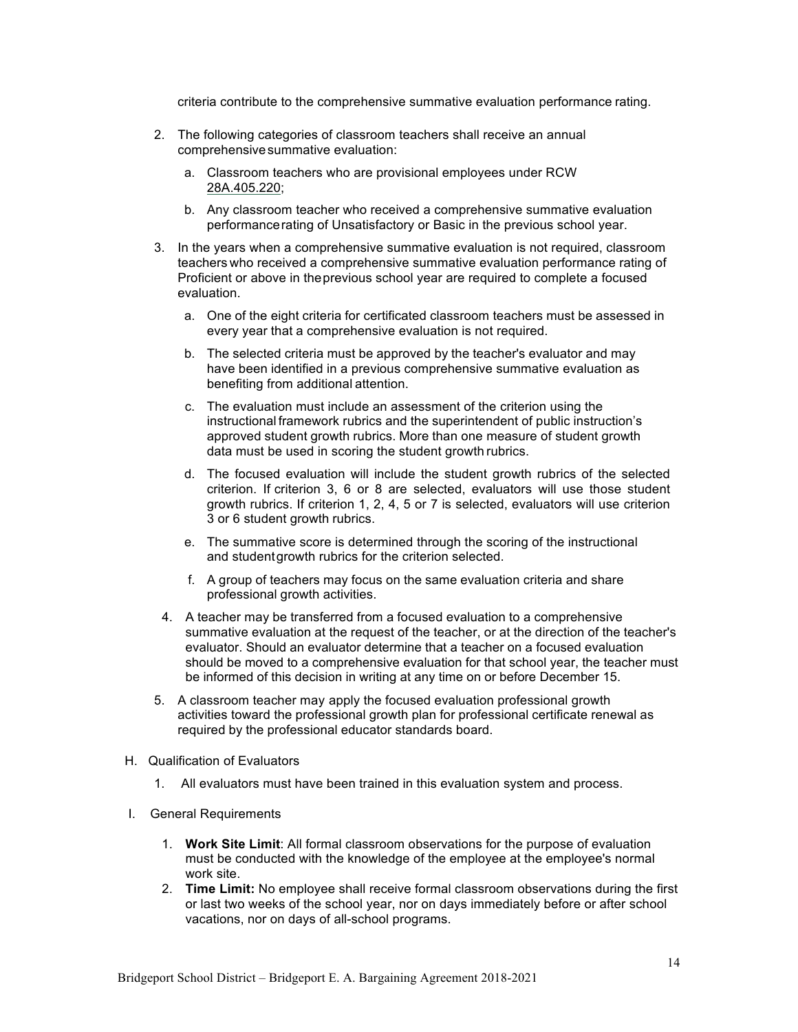criteria contribute to the comprehensive summative evaluation performance rating.

2. The following categories of classroom teachers shall receive an annual comprehensive summative evaluation:

   a. Classroom teachers who are provisional employees under RCW 28A.405.220;

   b. Any classroom teacher who received a comprehensive summative evaluation performance rating of Unsatisfactory or Basic in the previous school year.

3. In the years when a comprehensive summative evaluation is not required, classroom teachers who received a comprehensive summative evaluation performance rating of Proficient or above in the previous school year are required to complete a focused evaluation.

   a. One of the eight criteria for certificated classroom teachers must be assessed in every year that a comprehensive evaluation is not required.

   b. The selected criteria must be approved by the teacher's evaluator and may have been identified in a previous comprehensive summative evaluation as benefiting from additional attention.

   c. The evaluation must include an assessment of the criterion using the instructional framework rubrics and the superintendent of public instruction's approved student growth rubrics. More than one measure of student growth data must be used in scoring the student growth rubrics.

   d. The focused evaluation will include the student growth rubrics of the selected criterion. If criterion 3, 6 or 8 are selected, evaluators will use those student growth rubrics. If criterion 1, 2, 4, 5 or 7 is selected, evaluators will use criterion 3 or 6 student growth rubrics.

   e. The summative score is determined through the scoring of the instructional and student growth rubrics for the criterion selected.

   f. A group of teachers may focus on the same evaluation criteria and share professional growth activities.

4. A teacher may be transferred from a focused evaluation to a comprehensive summative evaluation at the request of the teacher, or at the direction of the teacher's evaluator. Should an evaluator determine that a teacher on a focused evaluation should be moved to a comprehensive evaluation for that school year, the teacher must be informed of this decision in writing at any time on or before December 15.

5. A classroom teacher may apply the focused evaluation professional growth activities toward the professional growth plan for professional certificate renewal as required by the professional educator standards board.

H. Qualification of Evaluators

1. All evaluators must have been trained in this evaluation system and process.

I. General Requirements

1. **Work Site Limit**: All formal classroom observations for the purpose of evaluation must be conducted with the knowledge of the employee at the employee's normal work site.
2. **Time Limit:** No employee shall receive formal classroom observations during the first or last two weeks of the school year, nor on days immediately before or after school vacations, nor on days of all-school programs.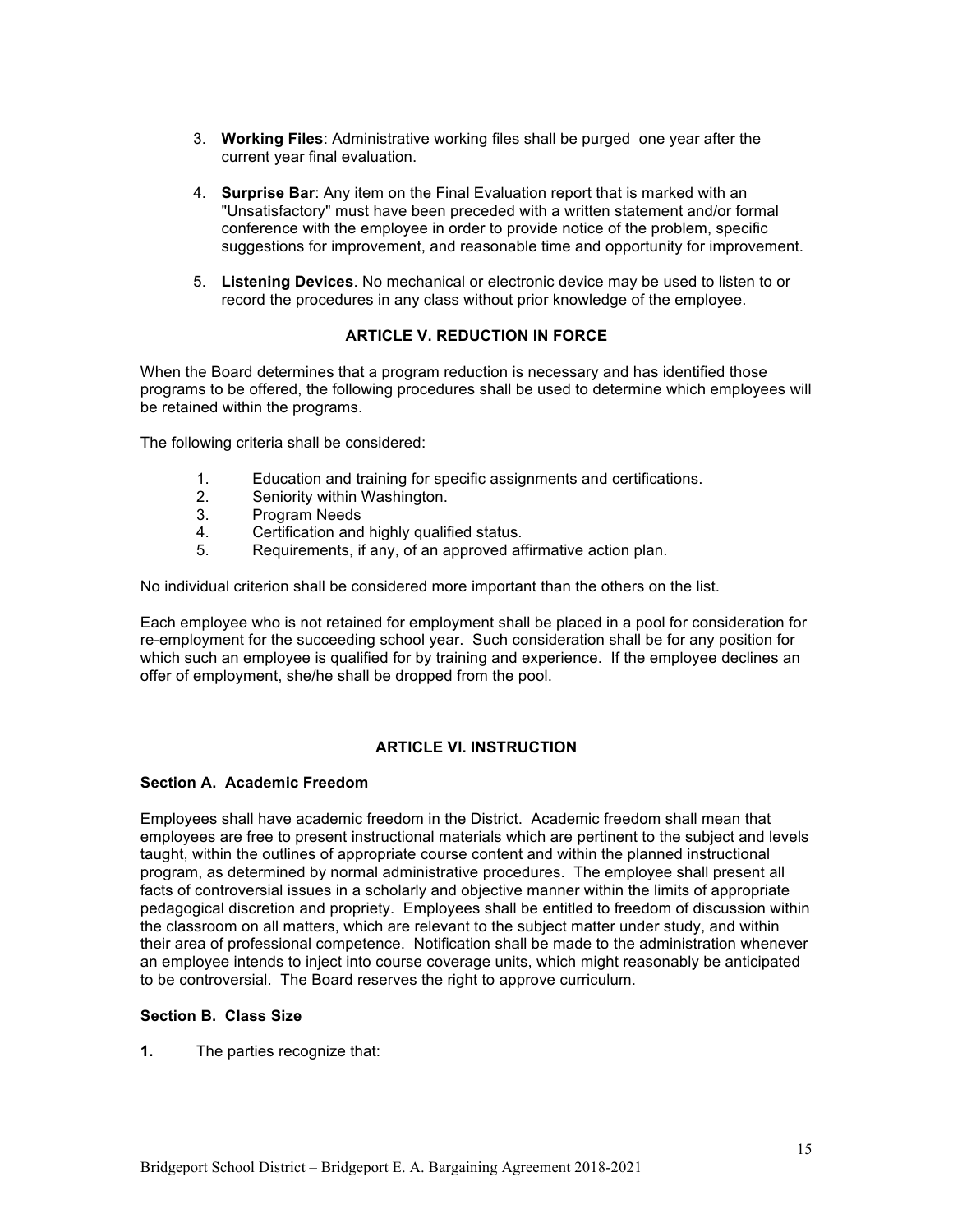3. **Working Files**: Administrative working files shall be purged one year after the current year final evaluation.

4. **Surprise Bar**: Any item on the Final Evaluation report that is marked with an "Unsatisfactory" must have been preceded with a written statement and/or formal conference with the employee in order to provide notice of the problem, specific suggestions for improvement, and reasonable time and opportunity for improvement.

5. **Listening Devices**. No mechanical or electronic device may be used to listen to or record the procedures in any class without prior knowledge of the employee.

## ARTICLE V. REDUCTION IN FORCE

When the Board determines that a program reduction is necessary and has identified those programs to be offered, the following procedures shall be used to determine which employees will be retained within the programs.

The following criteria shall be considered:

1. Education and training for specific assignments and certifications.
2. Seniority within Washington.
3. Program Needs
4. Certification and highly qualified status.
5. Requirements, if any, of an approved affirmative action plan.

No individual criterion shall be considered more important than the others on the list.

Each employee who is not retained for employment shall be placed in a pool for consideration for re-employment for the succeeding school year. Such consideration shall be for any position for which such an employee is qualified for by training and experience. If the employee declines an offer of employment, she/he shall be dropped from the pool.

## ARTICLE VI. INSTRUCTION

### Section A. Academic Freedom

Employees shall have academic freedom in the District. Academic freedom shall mean that employees are free to present instructional materials which are pertinent to the subject and levels taught, within the outlines of appropriate course content and within the planned instructional program, as determined by normal administrative procedures. The employee shall present all facts of controversial issues in a scholarly and objective manner within the limits of appropriate pedagogical discretion and propriety. Employees shall be entitled to freedom of discussion within the classroom on all matters, which are relevant to the subject matter under study, and within their area of professional competence. Notification shall be made to the administration whenever an employee intends to inject into course coverage units, which might reasonably be anticipated to be controversial. The Board reserves the right to approve curriculum.

### Section B. Class Size

**1.** The parties recognize that: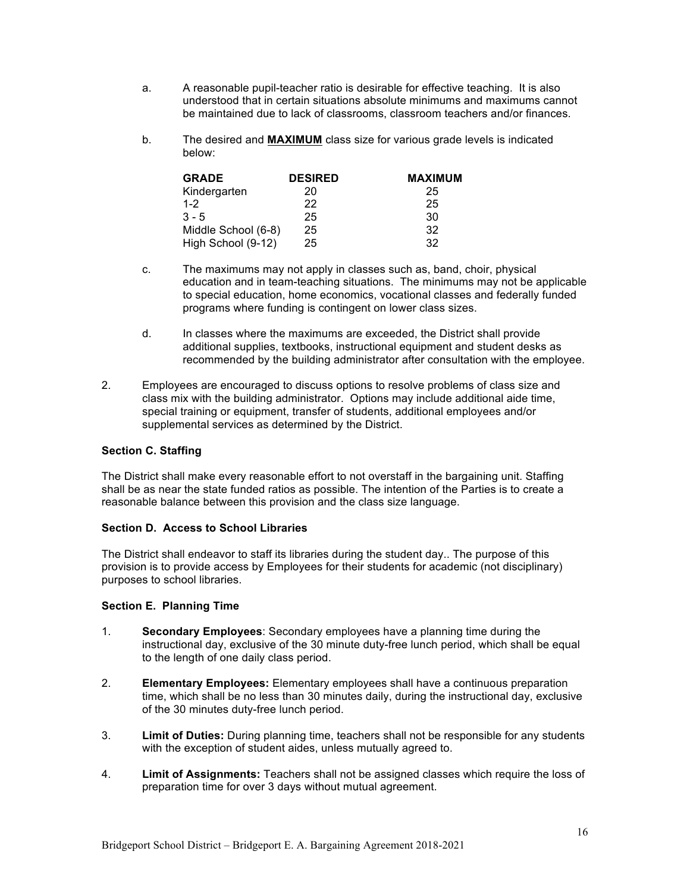a. A reasonable pupil-teacher ratio is desirable for effective teaching. It is also understood that in certain situations absolute minimums and maximums cannot be maintained due to lack of classrooms, classroom teachers and/or finances.

b. The desired and **MAXIMUM** class size for various grade levels is indicated below:

| GRADE | DESIRED | MAXIMUM |
|---|---|---|
| Kindergarten | 20 | 25 |
| 1-2 | 22 | 25 |
| 3 - 5 | 25 | 30 |
| Middle School (6-8) | 25 | 32 |
| High School (9-12) | 25 | 32 |

c. The maximums may not apply in classes such as, band, choir, physical education and in team-teaching situations. The minimums may not be applicable to special education, home economics, vocational classes and federally funded programs where funding is contingent on lower class sizes.

d. In classes where the maximums are exceeded, the District shall provide additional supplies, textbooks, instructional equipment and student desks as recommended by the building administrator after consultation with the employee.

2. Employees are encouraged to discuss options to resolve problems of class size and class mix with the building administrator. Options may include additional aide time, special training or equipment, transfer of students, additional employees and/or supplemental services as determined by the District.

### Section C. Staffing

The District shall make every reasonable effort to not overstaff in the bargaining unit. Staffing shall be as near the state funded ratios as possible. The intention of the Parties is to create a reasonable balance between this provision and the class size language.

### Section D. Access to School Libraries

The District shall endeavor to staff its libraries during the student day.. The purpose of this provision is to provide access by Employees for their students for academic (not disciplinary) purposes to school libraries.

### Section E. Planning Time

1. **Secondary Employees**: Secondary employees have a planning time during the instructional day, exclusive of the 30 minute duty-free lunch period, which shall be equal to the length of one daily class period.

2. **Elementary Employees:** Elementary employees shall have a continuous preparation time, which shall be no less than 30 minutes daily, during the instructional day, exclusive of the 30 minutes duty-free lunch period.

3. **Limit of Duties:** During planning time, teachers shall not be responsible for any students with the exception of student aides, unless mutually agreed to.

4. **Limit of Assignments:** Teachers shall not be assigned classes which require the loss of preparation time for over 3 days without mutual agreement.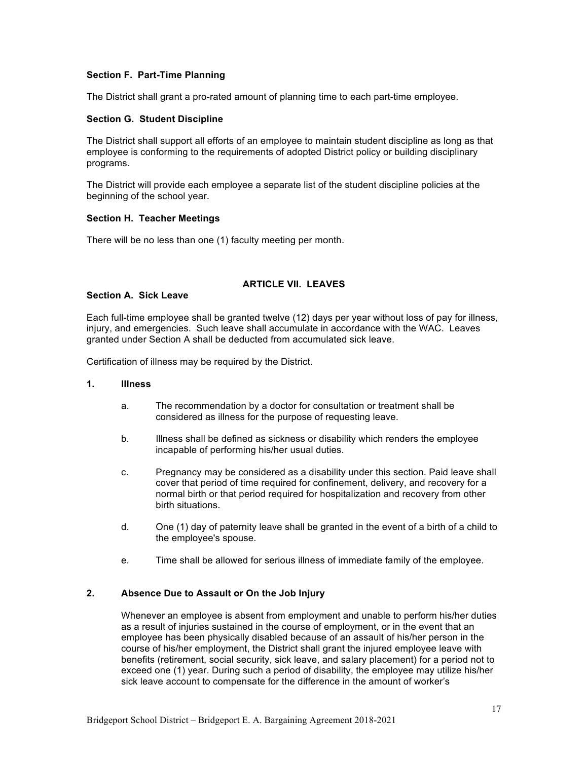### Section F. Part-Time Planning

The District shall grant a pro-rated amount of planning time to each part-time employee.

### Section G. Student Discipline

The District shall support all efforts of an employee to maintain student discipline as long as that employee is conforming to the requirements of adopted District policy or building disciplinary programs.

The District will provide each employee a separate list of the student discipline policies at the beginning of the school year.

### Section H. Teacher Meetings

There will be no less than one (1) faculty meeting per month.

## ARTICLE VII. LEAVES

### Section A. Sick Leave

Each full-time employee shall be granted twelve (12) days per year without loss of pay for illness, injury, and emergencies. Such leave shall accumulate in accordance with the WAC. Leaves granted under Section A shall be deducted from accumulated sick leave.

Certification of illness may be required by the District.

**1. Illness**

a. The recommendation by a doctor for consultation or treatment shall be considered as illness for the purpose of requesting leave.

b. Illness shall be defined as sickness or disability which renders the employee incapable of performing his/her usual duties.

c. Pregnancy may be considered as a disability under this section. Paid leave shall cover that period of time required for confinement, delivery, and recovery for a normal birth or that period required for hospitalization and recovery from other birth situations.

d. One (1) day of paternity leave shall be granted in the event of a birth of a child to the employee's spouse.

e. Time shall be allowed for serious illness of immediate family of the employee.

**2. Absence Due to Assault or On the Job Injury**

Whenever an employee is absent from employment and unable to perform his/her duties as a result of injuries sustained in the course of employment, or in the event that an employee has been physically disabled because of an assault of his/her person in the course of his/her employment, the District shall grant the injured employee leave with benefits (retirement, social security, sick leave, and salary placement) for a period not to exceed one (1) year. During such a period of disability, the employee may utilize his/her sick leave account to compensate for the difference in the amount of worker's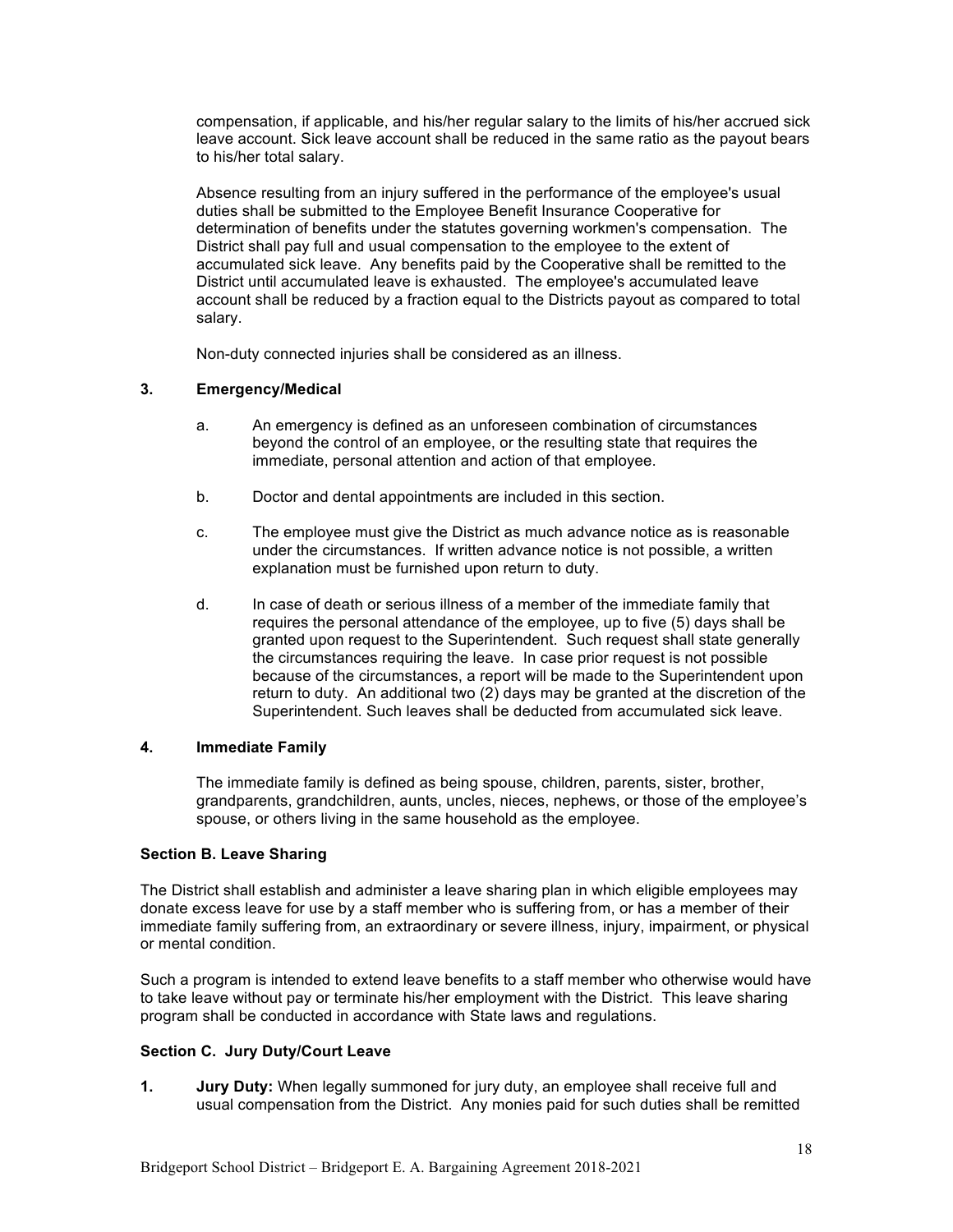compensation, if applicable, and his/her regular salary to the limits of his/her accrued sick leave account. Sick leave account shall be reduced in the same ratio as the payout bears to his/her total salary.

Absence resulting from an injury suffered in the performance of the employee's usual duties shall be submitted to the Employee Benefit Insurance Cooperative for determination of benefits under the statutes governing workmen's compensation. The District shall pay full and usual compensation to the employee to the extent of accumulated sick leave. Any benefits paid by the Cooperative shall be remitted to the District until accumulated leave is exhausted. The employee's accumulated leave account shall be reduced by a fraction equal to the Districts payout as compared to total salary.

Non-duty connected injuries shall be considered as an illness.

**3. Emergency/Medical**

a. An emergency is defined as an unforeseen combination of circumstances beyond the control of an employee, or the resulting state that requires the immediate, personal attention and action of that employee.

b. Doctor and dental appointments are included in this section.

c. The employee must give the District as much advance notice as is reasonable under the circumstances. If written advance notice is not possible, a written explanation must be furnished upon return to duty.

d. In case of death or serious illness of a member of the immediate family that requires the personal attendance of the employee, up to five (5) days shall be granted upon request to the Superintendent. Such request shall state generally the circumstances requiring the leave. In case prior request is not possible because of the circumstances, a report will be made to the Superintendent upon return to duty. An additional two (2) days may be granted at the discretion of the Superintendent. Such leaves shall be deducted from accumulated sick leave.

**4. Immediate Family**

The immediate family is defined as being spouse, children, parents, sister, brother, grandparents, grandchildren, aunts, uncles, nieces, nephews, or those of the employee's spouse, or others living in the same household as the employee.

**Section B. Leave Sharing**

The District shall establish and administer a leave sharing plan in which eligible employees may donate excess leave for use by a staff member who is suffering from, or has a member of their immediate family suffering from, an extraordinary or severe illness, injury, impairment, or physical or mental condition.

Such a program is intended to extend leave benefits to a staff member who otherwise would have to take leave without pay or terminate his/her employment with the District. This leave sharing program shall be conducted in accordance with State laws and regulations.

**Section C. Jury Duty/Court Leave**

**1. Jury Duty:** When legally summoned for jury duty, an employee shall receive full and usual compensation from the District. Any monies paid for such duties shall be remitted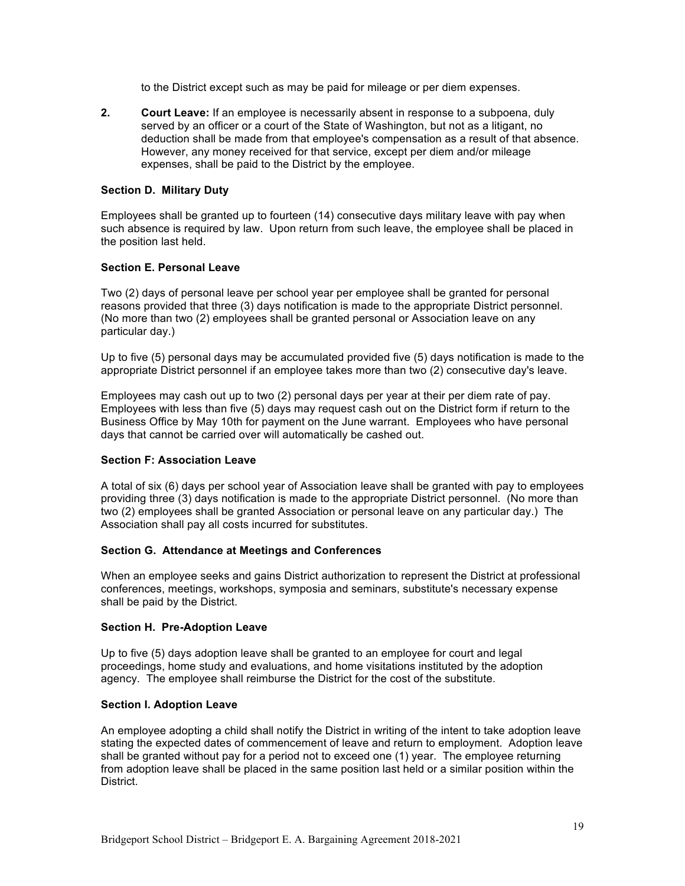to the District except such as may be paid for mileage or per diem expenses.

2. **Court Leave:** If an employee is necessarily absent in response to a subpoena, duly served by an officer or a court of the State of Washington, but not as a litigant, no deduction shall be made from that employee's compensation as a result of that absence. However, any money received for that service, except per diem and/or mileage expenses, shall be paid to the District by the employee.

**Section D. Military Duty**

Employees shall be granted up to fourteen (14) consecutive days military leave with pay when such absence is required by law. Upon return from such leave, the employee shall be placed in the position last held.

**Section E. Personal Leave**

Two (2) days of personal leave per school year per employee shall be granted for personal reasons provided that three (3) days notification is made to the appropriate District personnel. (No more than two (2) employees shall be granted personal or Association leave on any particular day.)

Up to five (5) personal days may be accumulated provided five (5) days notification is made to the appropriate District personnel if an employee takes more than two (2) consecutive day's leave.

Employees may cash out up to two (2) personal days per year at their per diem rate of pay. Employees with less than five (5) days may request cash out on the District form if return to the Business Office by May 10th for payment on the June warrant. Employees who have personal days that cannot be carried over will automatically be cashed out.

**Section F: Association Leave**

A total of six (6) days per school year of Association leave shall be granted with pay to employees providing three (3) days notification is made to the appropriate District personnel. (No more than two (2) employees shall be granted Association or personal leave on any particular day.) The Association shall pay all costs incurred for substitutes.

**Section G. Attendance at Meetings and Conferences**

When an employee seeks and gains District authorization to represent the District at professional conferences, meetings, workshops, symposia and seminars, substitute's necessary expense shall be paid by the District.

**Section H. Pre-Adoption Leave**

Up to five (5) days adoption leave shall be granted to an employee for court and legal proceedings, home study and evaluations, and home visitations instituted by the adoption agency. The employee shall reimburse the District for the cost of the substitute.

**Section I. Adoption Leave**

An employee adopting a child shall notify the District in writing of the intent to take adoption leave stating the expected dates of commencement of leave and return to employment. Adoption leave shall be granted without pay for a period not to exceed one (1) year. The employee returning from adoption leave shall be placed in the same position last held or a similar position within the District.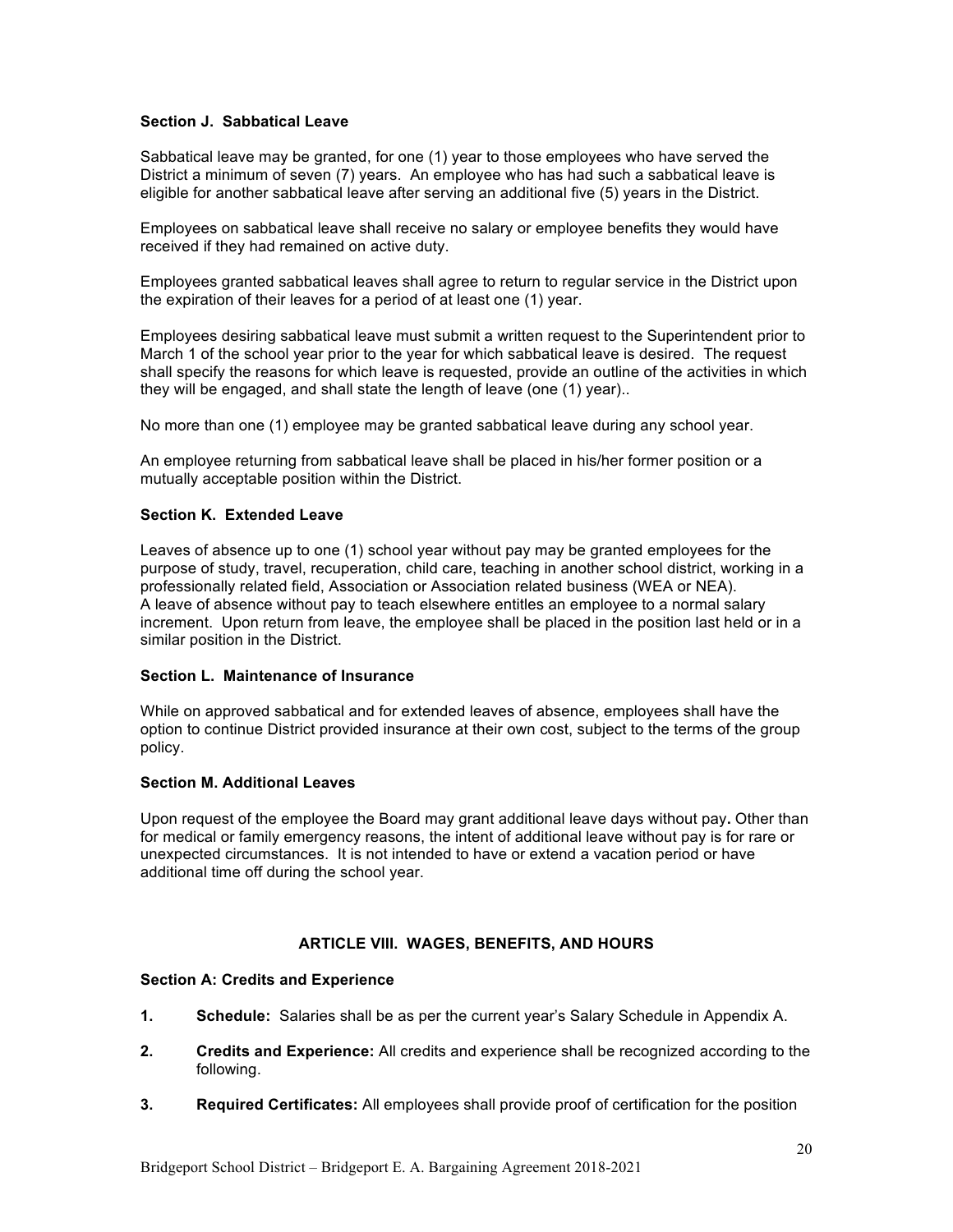### Section J. Sabbatical Leave

Sabbatical leave may be granted, for one (1) year to those employees who have served the District a minimum of seven (7) years. An employee who has had such a sabbatical leave is eligible for another sabbatical leave after serving an additional five (5) years in the District.

Employees on sabbatical leave shall receive no salary or employee benefits they would have received if they had remained on active duty.

Employees granted sabbatical leaves shall agree to return to regular service in the District upon the expiration of their leaves for a period of at least one (1) year.

Employees desiring sabbatical leave must submit a written request to the Superintendent prior to March 1 of the school year prior to the year for which sabbatical leave is desired. The request shall specify the reasons for which leave is requested, provide an outline of the activities in which they will be engaged, and shall state the length of leave (one (1) year)..

No more than one (1) employee may be granted sabbatical leave during any school year.

An employee returning from sabbatical leave shall be placed in his/her former position or a mutually acceptable position within the District.

### Section K. Extended Leave

Leaves of absence up to one (1) school year without pay may be granted employees for the purpose of study, travel, recuperation, child care, teaching in another school district, working in a professionally related field, Association or Association related business (WEA or NEA). A leave of absence without pay to teach elsewhere entitles an employee to a normal salary increment. Upon return from leave, the employee shall be placed in the position last held or in a similar position in the District.

### Section L. Maintenance of Insurance

While on approved sabbatical and for extended leaves of absence, employees shall have the option to continue District provided insurance at their own cost, subject to the terms of the group policy.

### Section M. Additional Leaves

Upon request of the employee the Board may grant additional leave days without pay**.** Other than for medical or family emergency reasons, the intent of additional leave without pay is for rare or unexpected circumstances. It is not intended to have or extend a vacation period or have additional time off during the school year.

## ARTICLE VIII. WAGES, BENEFITS, AND HOURS

### Section A: Credits and Experience

1. **Schedule:** Salaries shall be as per the current year's Salary Schedule in Appendix A.
2. **Credits and Experience:** All credits and experience shall be recognized according to the following.
3. **Required Certificates:** All employees shall provide proof of certification for the position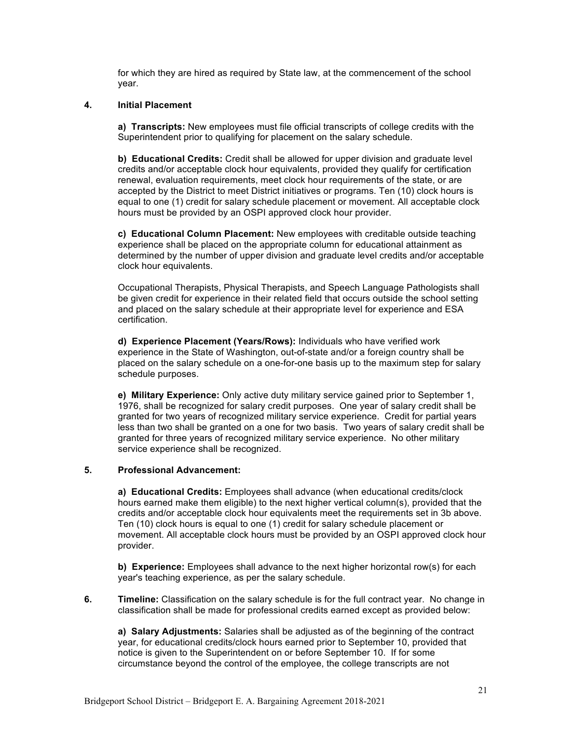for which they are hired as required by State law, at the commencement of the school year.

**4. Initial Placement**

**a) Transcripts:** New employees must file official transcripts of college credits with the Superintendent prior to qualifying for placement on the salary schedule.

**b) Educational Credits:** Credit shall be allowed for upper division and graduate level credits and/or acceptable clock hour equivalents, provided they qualify for certification renewal, evaluation requirements, meet clock hour requirements of the state, or are accepted by the District to meet District initiatives or programs. Ten (10) clock hours is equal to one (1) credit for salary schedule placement or movement. All acceptable clock hours must be provided by an OSPI approved clock hour provider.

**c) Educational Column Placement:** New employees with creditable outside teaching experience shall be placed on the appropriate column for educational attainment as determined by the number of upper division and graduate level credits and/or acceptable clock hour equivalents.

Occupational Therapists, Physical Therapists, and Speech Language Pathologists shall be given credit for experience in their related field that occurs outside the school setting and placed on the salary schedule at their appropriate level for experience and ESA certification.

**d) Experience Placement (Years/Rows):** Individuals who have verified work experience in the State of Washington, out-of-state and/or a foreign country shall be placed on the salary schedule on a one-for-one basis up to the maximum step for salary schedule purposes.

**e) Military Experience:** Only active duty military service gained prior to September 1, 1976, shall be recognized for salary credit purposes. One year of salary credit shall be granted for two years of recognized military service experience. Credit for partial years less than two shall be granted on a one for two basis. Two years of salary credit shall be granted for three years of recognized military service experience. No other military service experience shall be recognized.

**5. Professional Advancement:**

**a) Educational Credits:** Employees shall advance (when educational credits/clock hours earned make them eligible) to the next higher vertical column(s), provided that the credits and/or acceptable clock hour equivalents meet the requirements set in 3b above. Ten (10) clock hours is equal to one (1) credit for salary schedule placement or movement. All acceptable clock hours must be provided by an OSPI approved clock hour provider.

**b) Experience:** Employees shall advance to the next higher horizontal row(s) for each year's teaching experience, as per the salary schedule.

**6. Timeline:** Classification on the salary schedule is for the full contract year. No change in classification shall be made for professional credits earned except as provided below:

**a) Salary Adjustments:** Salaries shall be adjusted as of the beginning of the contract year, for educational credits/clock hours earned prior to September 10, provided that notice is given to the Superintendent on or before September 10. If for some circumstance beyond the control of the employee, the college transcripts are not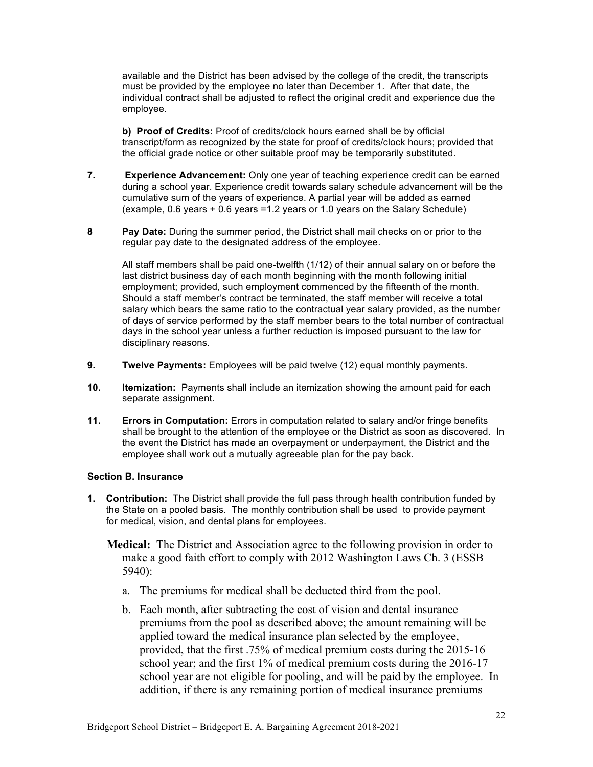available and the District has been advised by the college of the credit, the transcripts must be provided by the employee no later than December 1. After that date, the individual contract shall be adjusted to reflect the original credit and experience due the employee.

**b) Proof of Credits:** Proof of credits/clock hours earned shall be by official transcript/form as recognized by the state for proof of credits/clock hours; provided that the official grade notice or other suitable proof may be temporarily substituted.

**7. Experience Advancement:** Only one year of teaching experience credit can be earned during a school year. Experience credit towards salary schedule advancement will be the cumulative sum of the years of experience. A partial year will be added as earned (example, 0.6 years + 0.6 years =1.2 years or 1.0 years on the Salary Schedule)

**8 Pay Date:** During the summer period, the District shall mail checks on or prior to the regular pay date to the designated address of the employee.

All staff members shall be paid one-twelfth (1/12) of their annual salary on or before the last district business day of each month beginning with the month following initial employment; provided, such employment commenced by the fifteenth of the month. Should a staff member's contract be terminated, the staff member will receive a total salary which bears the same ratio to the contractual year salary provided, as the number of days of service performed by the staff member bears to the total number of contractual days in the school year unless a further reduction is imposed pursuant to the law for disciplinary reasons.

**9. Twelve Payments:** Employees will be paid twelve (12) equal monthly payments.

**10. Itemization:** Payments shall include an itemization showing the amount paid for each separate assignment.

**11. Errors in Computation:** Errors in computation related to salary and/or fringe benefits shall be brought to the attention of the employee or the District as soon as discovered. In the event the District has made an overpayment or underpayment, the District and the employee shall work out a mutually agreeable plan for the pay back.

**Section B. Insurance**

**1. Contribution:** The District shall provide the full pass through health contribution funded by the State on a pooled basis. The monthly contribution shall be used to provide payment for medical, vision, and dental plans for employees.

**Medical:** The District and Association agree to the following provision in order to make a good faith effort to comply with 2012 Washington Laws Ch. 3 (ESSB 5940):

a. The premiums for medical shall be deducted third from the pool.

b. Each month, after subtracting the cost of vision and dental insurance premiums from the pool as described above; the amount remaining will be applied toward the medical insurance plan selected by the employee, provided, that the first .75% of medical premium costs during the 2015-16 school year; and the first 1% of medical premium costs during the 2016-17 school year are not eligible for pooling, and will be paid by the employee. In addition, if there is any remaining portion of medical insurance premiums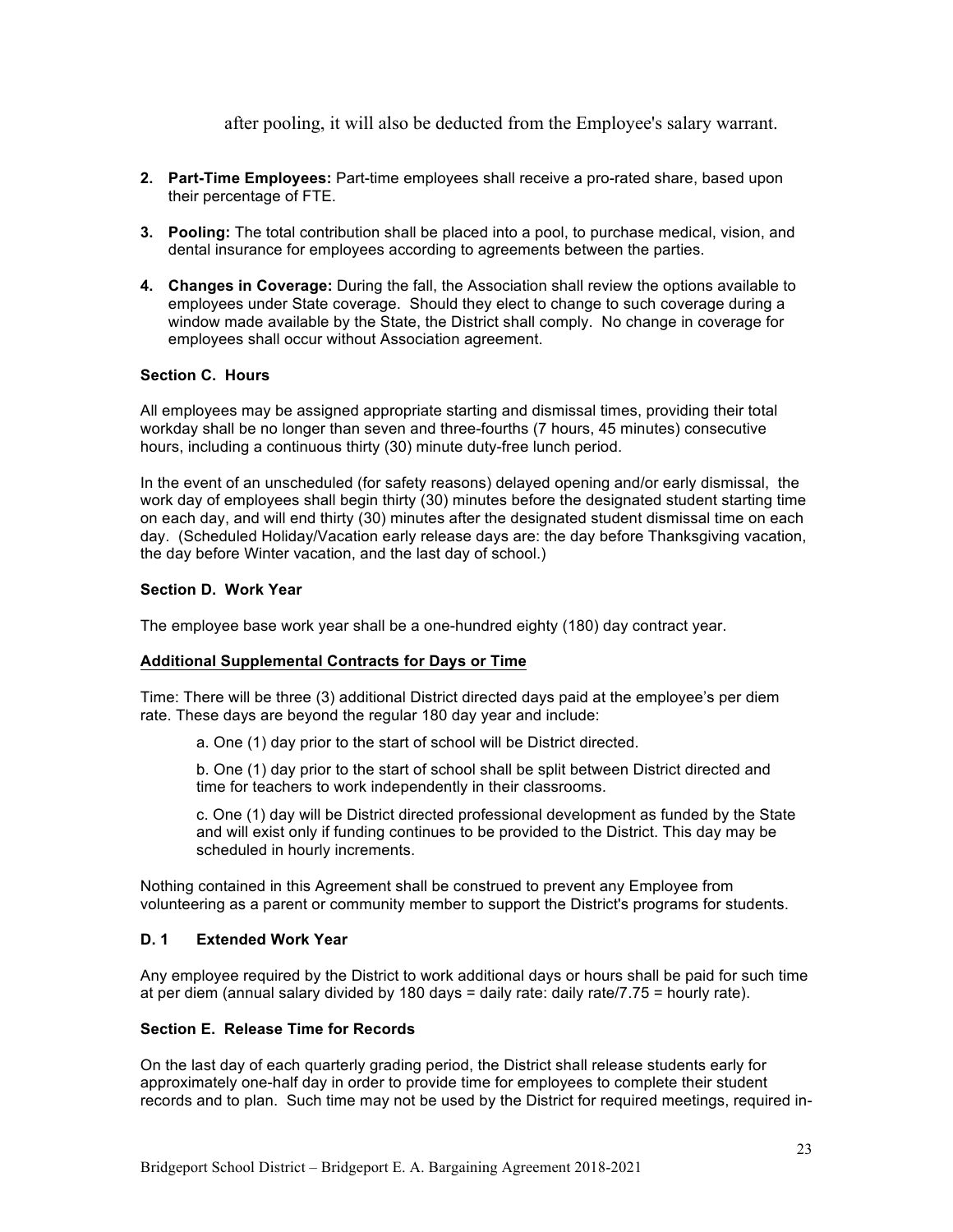after pooling, it will also be deducted from the Employee's salary warrant.

2. **Part-Time Employees:** Part-time employees shall receive a pro-rated share, based upon their percentage of FTE.

3. **Pooling:** The total contribution shall be placed into a pool, to purchase medical, vision, and dental insurance for employees according to agreements between the parties.

4. **Changes in Coverage:** During the fall, the Association shall review the options available to employees under State coverage. Should they elect to change to such coverage during a window made available by the State, the District shall comply. No change in coverage for employees shall occur without Association agreement.

### Section C. Hours

All employees may be assigned appropriate starting and dismissal times, providing their total workday shall be no longer than seven and three-fourths (7 hours, 45 minutes) consecutive hours, including a continuous thirty (30) minute duty-free lunch period.

In the event of an unscheduled (for safety reasons) delayed opening and/or early dismissal, the work day of employees shall begin thirty (30) minutes before the designated student starting time on each day, and will end thirty (30) minutes after the designated student dismissal time on each day. (Scheduled Holiday/Vacation early release days are: the day before Thanksgiving vacation, the day before Winter vacation, and the last day of school.)

### Section D. Work Year

The employee base work year shall be a one-hundred eighty (180) day contract year.

**Additional Supplemental Contracts for Days or Time**

Time: There will be three (3) additional District directed days paid at the employee's per diem rate. These days are beyond the regular 180 day year and include:

a. One (1) day prior to the start of school will be District directed.

b. One (1) day prior to the start of school shall be split between District directed and time for teachers to work independently in their classrooms.

c. One (1) day will be District directed professional development as funded by the State and will exist only if funding continues to be provided to the District. This day may be scheduled in hourly increments.

Nothing contained in this Agreement shall be construed to prevent any Employee from volunteering as a parent or community member to support the District's programs for students.

### D. 1 Extended Work Year

Any employee required by the District to work additional days or hours shall be paid for such time at per diem (annual salary divided by 180 days = daily rate: daily rate/7.75 = hourly rate).

### Section E. Release Time for Records

On the last day of each quarterly grading period, the District shall release students early for approximately one-half day in order to provide time for employees to complete their student records and to plan. Such time may not be used by the District for required meetings, required in-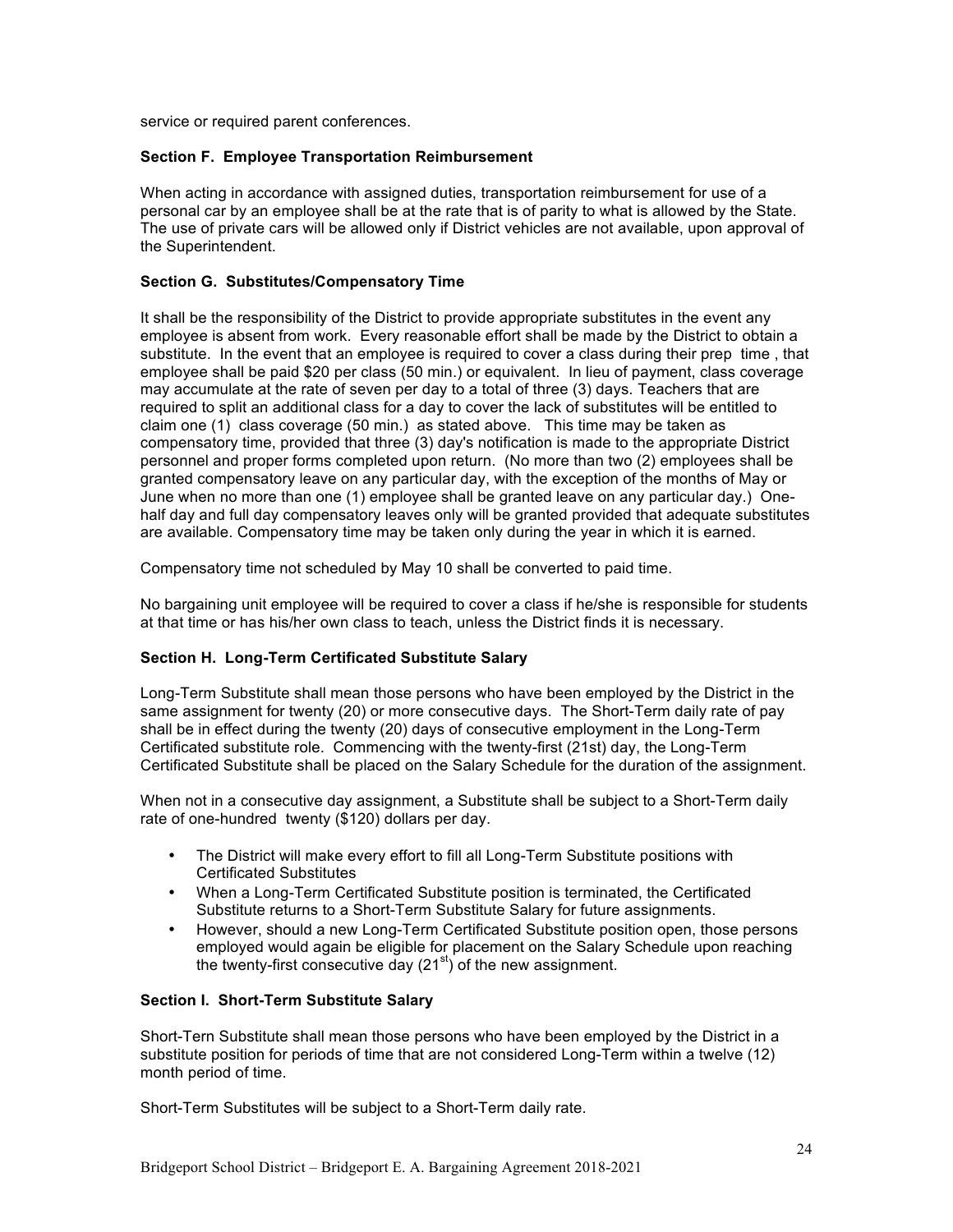service or required parent conferences.

**Section F. Employee Transportation Reimbursement**

When acting in accordance with assigned duties, transportation reimbursement for use of a personal car by an employee shall be at the rate that is of parity to what is allowed by the State. The use of private cars will be allowed only if District vehicles are not available, upon approval of the Superintendent.

**Section G. Substitutes/Compensatory Time**

It shall be the responsibility of the District to provide appropriate substitutes in the event any employee is absent from work. Every reasonable effort shall be made by the District to obtain a substitute. In the event that an employee is required to cover a class during their prep time , that employee shall be paid $20 per class (50 min.) or equivalent. In lieu of payment, class coverage may accumulate at the rate of seven per day to a total of three (3) days. Teachers that are required to split an additional class for a day to cover the lack of substitutes will be entitled to claim one (1) class coverage (50 min.) as stated above. This time may be taken as compensatory time, provided that three (3) day's notification is made to the appropriate District personnel and proper forms completed upon return. (No more than two (2) employees shall be granted compensatory leave on any particular day, with the exception of the months of May or June when no more than one (1) employee shall be granted leave on any particular day.) One-half day and full day compensatory leaves only will be granted provided that adequate substitutes are available. Compensatory time may be taken only during the year in which it is earned.

Compensatory time not scheduled by May 10 shall be converted to paid time.

No bargaining unit employee will be required to cover a class if he/she is responsible for students at that time or has his/her own class to teach, unless the District finds it is necessary.

**Section H. Long-Term Certificated Substitute Salary**

Long-Term Substitute shall mean those persons who have been employed by the District in the same assignment for twenty (20) or more consecutive days. The Short-Term daily rate of pay shall be in effect during the twenty (20) days of consecutive employment in the Long-Term Certificated substitute role. Commencing with the twenty-first (21st) day, the Long-Term Certificated Substitute shall be placed on the Salary Schedule for the duration of the assignment.

When not in a consecutive day assignment, a Substitute shall be subject to a Short-Term daily rate of one-hundred twenty ($120) dollars per day.

- The District will make every effort to fill all Long-Term Substitute positions with Certificated Substitutes
- When a Long-Term Certificated Substitute position is terminated, the Certificated Substitute returns to a Short-Term Substitute Salary for future assignments.
- However, should a new Long-Term Certificated Substitute position open, those persons employed would again be eligible for placement on the Salary Schedule upon reaching the twenty-first consecutive day (21st) of the new assignment.

**Section I. Short-Term Substitute Salary**

Short-Tern Substitute shall mean those persons who have been employed by the District in a substitute position for periods of time that are not considered Long-Term within a twelve (12) month period of time.

Short-Term Substitutes will be subject to a Short-Term daily rate.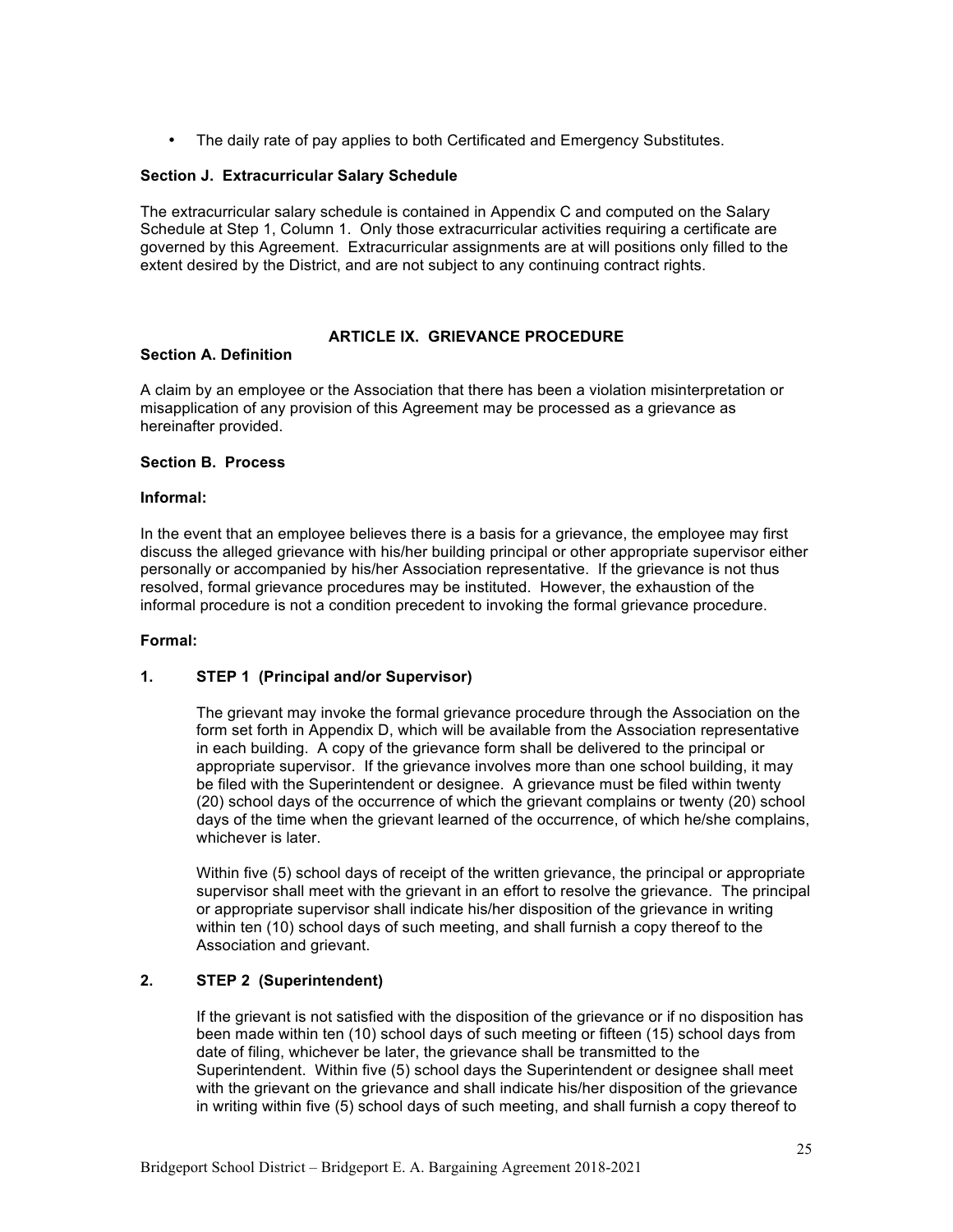- The daily rate of pay applies to both Certificated and Emergency Substitutes.

### Section J. Extracurricular Salary Schedule

The extracurricular salary schedule is contained in Appendix C and computed on the Salary Schedule at Step 1, Column 1. Only those extracurricular activities requiring a certificate are governed by this Agreement. Extracurricular assignments are at will positions only filled to the extent desired by the District, and are not subject to any continuing contract rights.

## ARTICLE IX. GRIEVANCE PROCEDURE

### Section A. Definition

A claim by an employee or the Association that there has been a violation misinterpretation or misapplication of any provision of this Agreement may be processed as a grievance as hereinafter provided.

### Section B. Process

**Informal:**

In the event that an employee believes there is a basis for a grievance, the employee may first discuss the alleged grievance with his/her building principal or other appropriate supervisor either personally or accompanied by his/her Association representative. If the grievance is not thus resolved, formal grievance procedures may be instituted. However, the exhaustion of the informal procedure is not a condition precedent to invoking the formal grievance procedure.

**Formal:**

**1. STEP 1 (Principal and/or Supervisor)**

The grievant may invoke the formal grievance procedure through the Association on the form set forth in Appendix D, which will be available from the Association representative in each building. A copy of the grievance form shall be delivered to the principal or appropriate supervisor. If the grievance involves more than one school building, it may be filed with the Superintendent or designee. A grievance must be filed within twenty (20) school days of the occurrence of which the grievant complains or twenty (20) school days of the time when the grievant learned of the occurrence, of which he/she complains, whichever is later.

Within five (5) school days of receipt of the written grievance, the principal or appropriate supervisor shall meet with the grievant in an effort to resolve the grievance. The principal or appropriate supervisor shall indicate his/her disposition of the grievance in writing within ten (10) school days of such meeting, and shall furnish a copy thereof to the Association and grievant.

**2. STEP 2 (Superintendent)**

If the grievant is not satisfied with the disposition of the grievance or if no disposition has been made within ten (10) school days of such meeting or fifteen (15) school days from date of filing, whichever be later, the grievance shall be transmitted to the Superintendent. Within five (5) school days the Superintendent or designee shall meet with the grievant on the grievance and shall indicate his/her disposition of the grievance in writing within five (5) school days of such meeting, and shall furnish a copy thereof to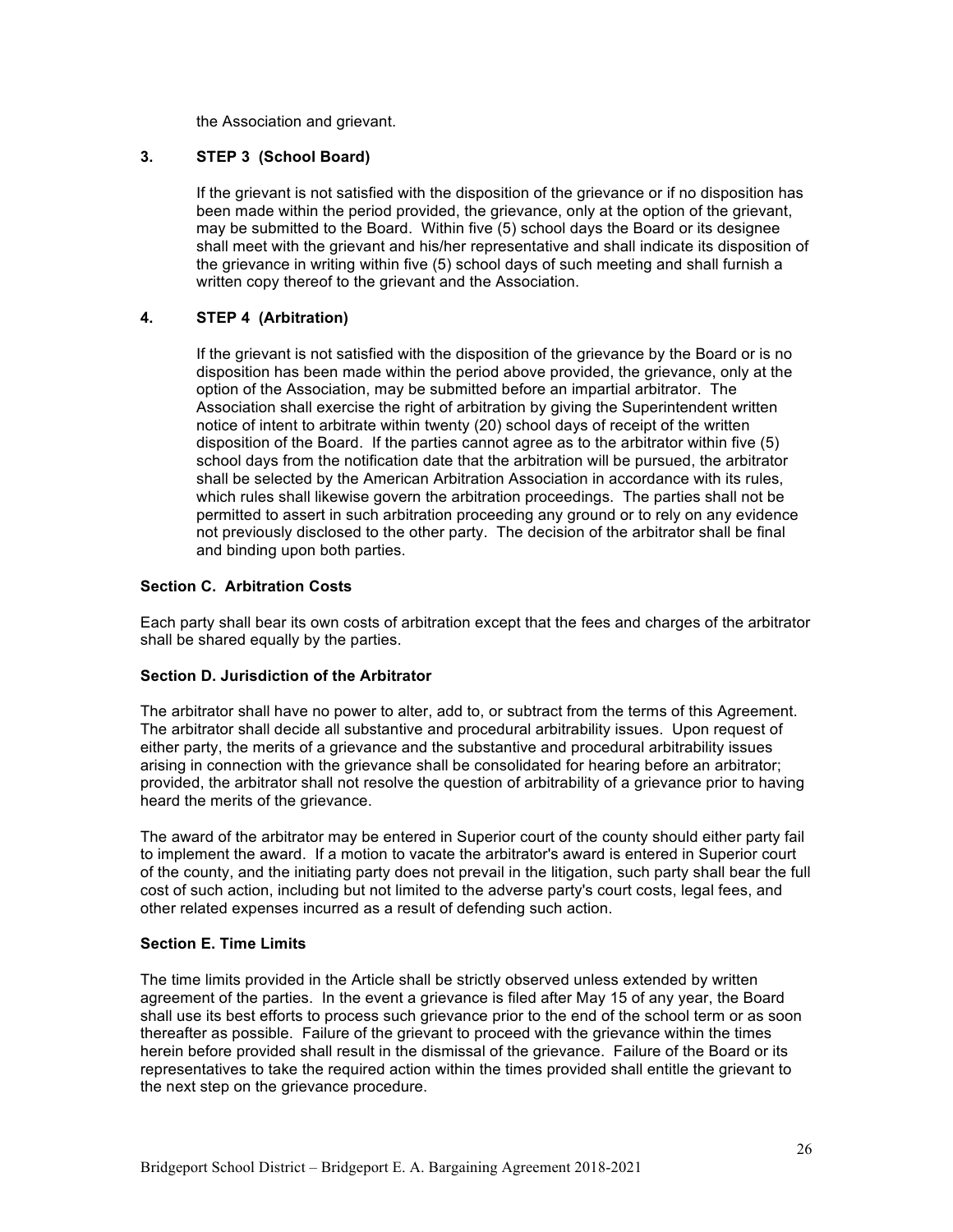the Association and grievant.

**3. STEP 3 (School Board)**

If the grievant is not satisfied with the disposition of the grievance or if no disposition has been made within the period provided, the grievance, only at the option of the grievant, may be submitted to the Board. Within five (5) school days the Board or its designee shall meet with the grievant and his/her representative and shall indicate its disposition of the grievance in writing within five (5) school days of such meeting and shall furnish a written copy thereof to the grievant and the Association.

**4. STEP 4 (Arbitration)**

If the grievant is not satisfied with the disposition of the grievance by the Board or is no disposition has been made within the period above provided, the grievance, only at the option of the Association, may be submitted before an impartial arbitrator. The Association shall exercise the right of arbitration by giving the Superintendent written notice of intent to arbitrate within twenty (20) school days of receipt of the written disposition of the Board. If the parties cannot agree as to the arbitrator within five (5) school days from the notification date that the arbitration will be pursued, the arbitrator shall be selected by the American Arbitration Association in accordance with its rules, which rules shall likewise govern the arbitration proceedings. The parties shall not be permitted to assert in such arbitration proceeding any ground or to rely on any evidence not previously disclosed to the other party. The decision of the arbitrator shall be final and binding upon both parties.

**Section C. Arbitration Costs**

Each party shall bear its own costs of arbitration except that the fees and charges of the arbitrator shall be shared equally by the parties.

**Section D. Jurisdiction of the Arbitrator**

The arbitrator shall have no power to alter, add to, or subtract from the terms of this Agreement. The arbitrator shall decide all substantive and procedural arbitrability issues. Upon request of either party, the merits of a grievance and the substantive and procedural arbitrability issues arising in connection with the grievance shall be consolidated for hearing before an arbitrator; provided, the arbitrator shall not resolve the question of arbitrability of a grievance prior to having heard the merits of the grievance.

The award of the arbitrator may be entered in Superior court of the county should either party fail to implement the award. If a motion to vacate the arbitrator's award is entered in Superior court of the county, and the initiating party does not prevail in the litigation, such party shall bear the full cost of such action, including but not limited to the adverse party's court costs, legal fees, and other related expenses incurred as a result of defending such action.

**Section E. Time Limits**

The time limits provided in the Article shall be strictly observed unless extended by written agreement of the parties. In the event a grievance is filed after May 15 of any year, the Board shall use its best efforts to process such grievance prior to the end of the school term or as soon thereafter as possible. Failure of the grievant to proceed with the grievance within the times herein before provided shall result in the dismissal of the grievance. Failure of the Board or its representatives to take the required action within the times provided shall entitle the grievant to the next step on the grievance procedure.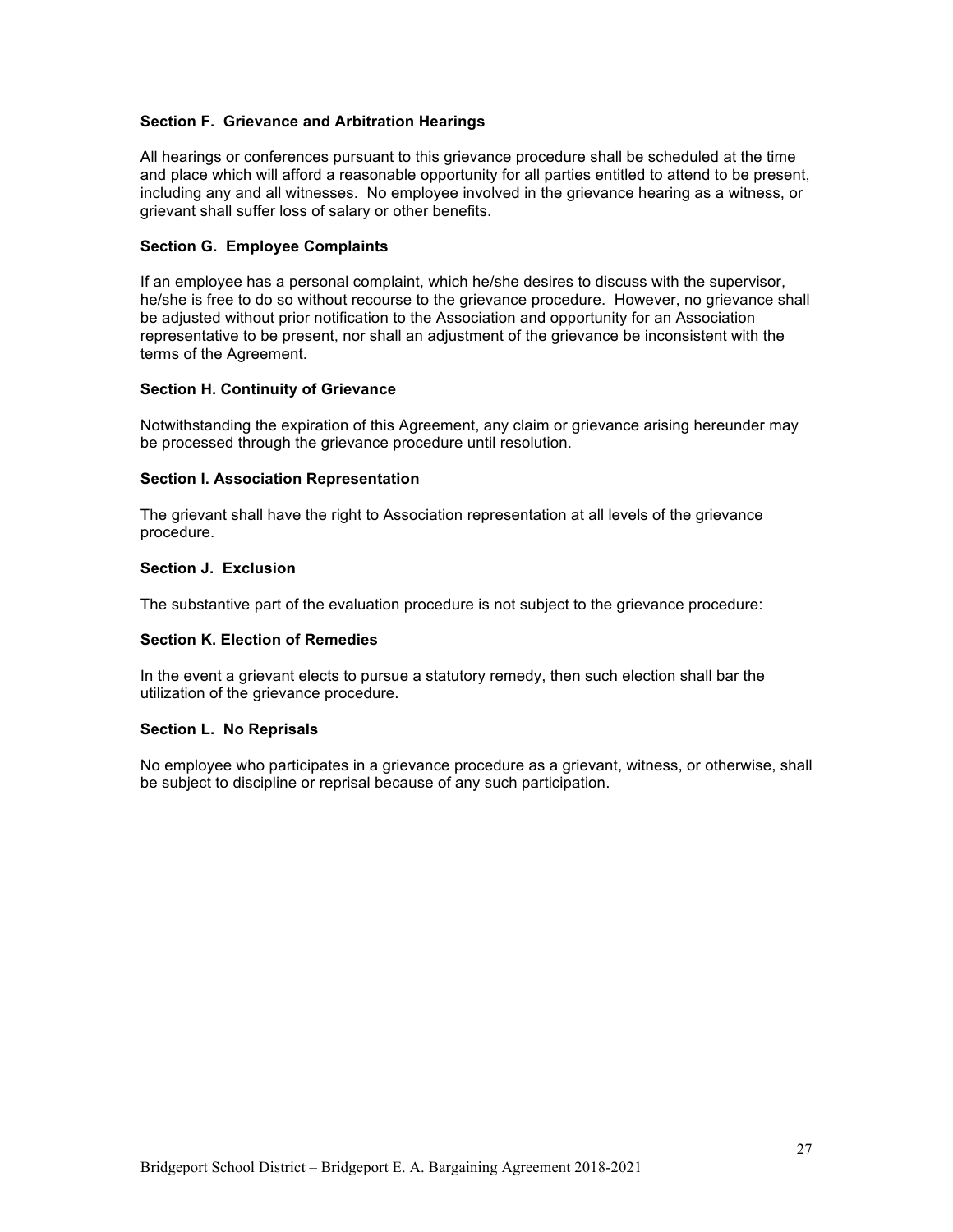### Section F. Grievance and Arbitration Hearings

All hearings or conferences pursuant to this grievance procedure shall be scheduled at the time and place which will afford a reasonable opportunity for all parties entitled to attend to be present, including any and all witnesses. No employee involved in the grievance hearing as a witness, or grievant shall suffer loss of salary or other benefits.

### Section G. Employee Complaints

If an employee has a personal complaint, which he/she desires to discuss with the supervisor, he/she is free to do so without recourse to the grievance procedure. However, no grievance shall be adjusted without prior notification to the Association and opportunity for an Association representative to be present, nor shall an adjustment of the grievance be inconsistent with the terms of the Agreement.

### Section H. Continuity of Grievance

Notwithstanding the expiration of this Agreement, any claim or grievance arising hereunder may be processed through the grievance procedure until resolution.

### Section I. Association Representation

The grievant shall have the right to Association representation at all levels of the grievance procedure.

### Section J. Exclusion

The substantive part of the evaluation procedure is not subject to the grievance procedure:

### Section K. Election of Remedies

In the event a grievant elects to pursue a statutory remedy, then such election shall bar the utilization of the grievance procedure.

### Section L. No Reprisals

No employee who participates in a grievance procedure as a grievant, witness, or otherwise, shall be subject to discipline or reprisal because of any such participation.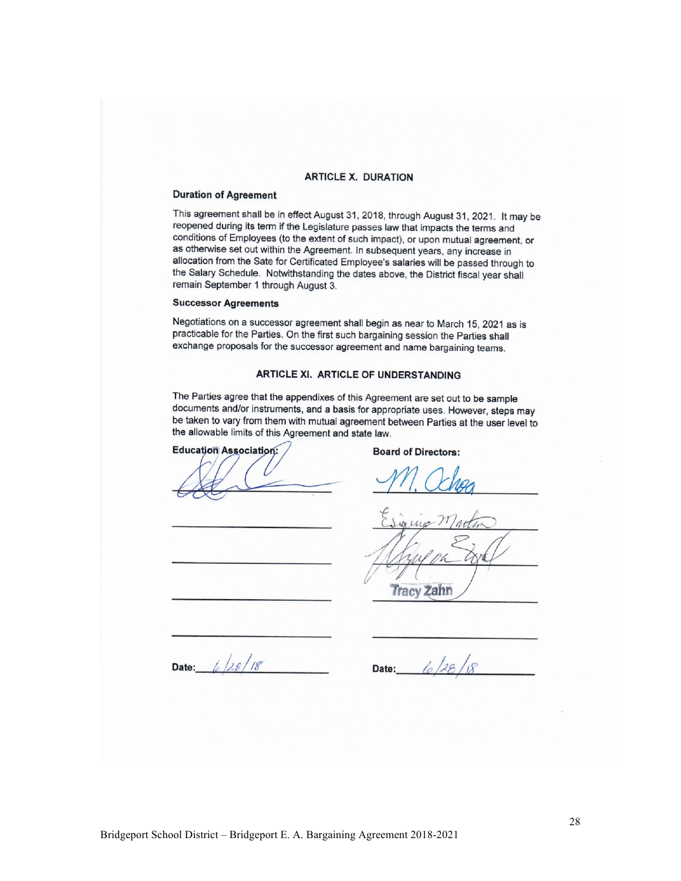## ARTICLE X. DURATION

**Duration of Agreement**

This agreement shall be in effect August 31, 2018, through August 31, 2021. It may be reopened during its term if the Legislature passes law that impacts the terms and conditions of Employees (to the extent of such impact), or upon mutual agreement, or as otherwise set out within the Agreement. In subsequent years, any increase in allocation from the Sate for Certificated Employee's salaries will be passed through to the Salary Schedule. Notwithstanding the dates above, the District fiscal year shall remain September 1 through August 3.

**Successor Agreements**

Negotiations on a successor agreement shall begin as near to March 15, 2021 as is practicable for the Parties. On the first such bargaining session the Parties shall exchange proposals for the successor agreement and name bargaining teams.

## ARTICLE XI. ARTICLE OF UNDERSTANDING

The Parties agree that the appendixes of this Agreement are set out to be sample documents and/or instruments, and a basis for appropriate uses. However, steps may be taken to vary from them with mutual agreement between Parties at the user level to the allowable limits of this Agreement and state law.

| **Education Association:** | **Board of Directors:** |
|---|---|
| [signature] | M. Ochoa |
| | Esiquio Martin |
| | [signature] |
| | Tracy Zahn |
| | |
| **Date:** 6/28/18 | **Date:** 6/28/18 |

Bridgeport School District – Bridgeport E. A. Bargaining Agreement 2018-2021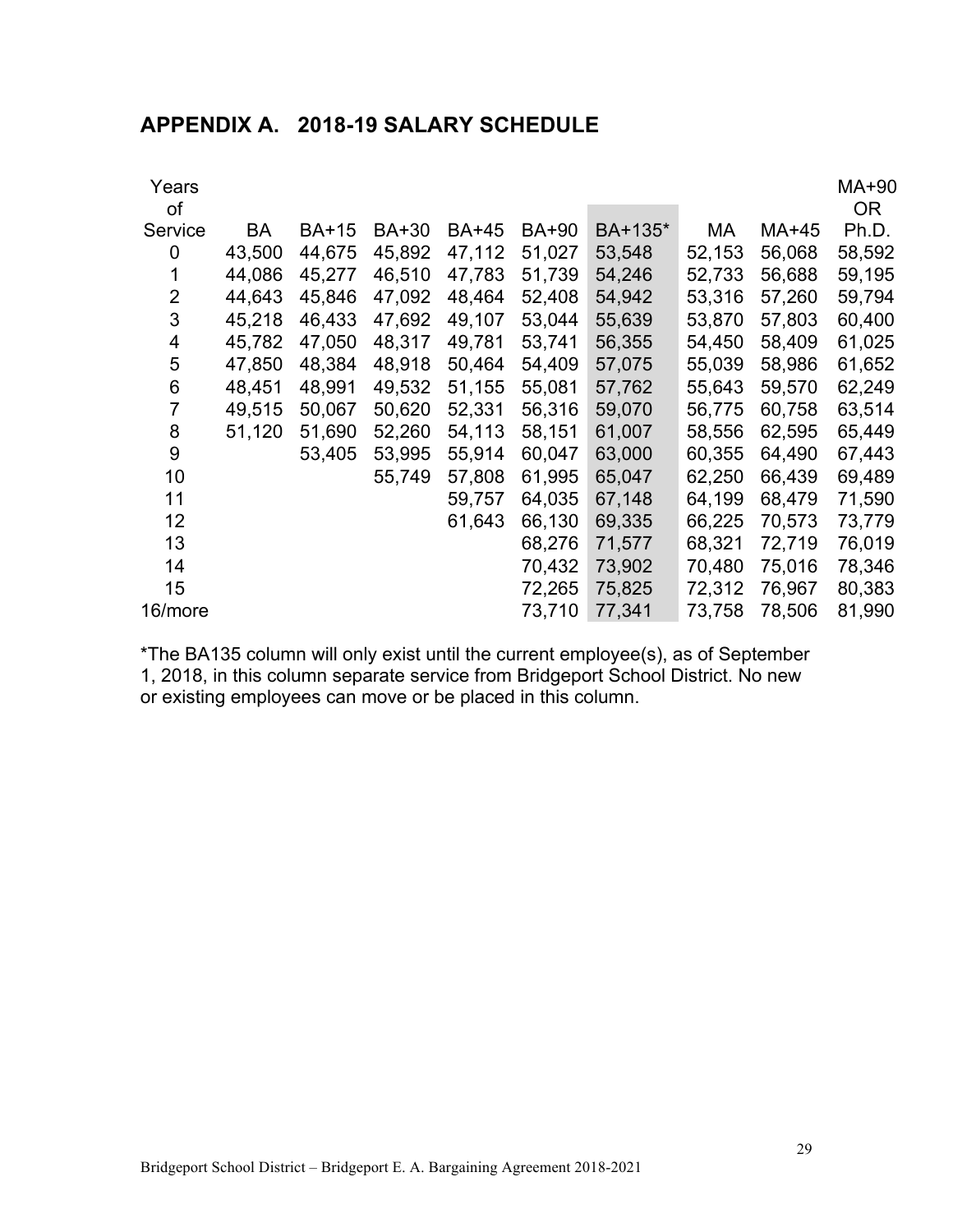## APPENDIX A. 2018-19 SALARY SCHEDULE

| Years of Service | BA | BA+15 | BA+30 | BA+45 | BA+90 | BA+135* | MA | MA+45 | MA+90 OR Ph.D. |
|---|---|---|---|---|---|---|---|---|---|
| 0 | 43,500 | 44,675 | 45,892 | 47,112 | 51,027 | 53,548 | 52,153 | 56,068 | 58,592 |
| 1 | 44,086 | 45,277 | 46,510 | 47,783 | 51,739 | 54,246 | 52,733 | 56,688 | 59,195 |
| 2 | 44,643 | 45,846 | 47,092 | 48,464 | 52,408 | 54,942 | 53,316 | 57,260 | 59,794 |
| 3 | 45,218 | 46,433 | 47,692 | 49,107 | 53,044 | 55,639 | 53,870 | 57,803 | 60,400 |
| 4 | 45,782 | 47,050 | 48,317 | 49,781 | 53,741 | 56,355 | 54,450 | 58,409 | 61,025 |
| 5 | 47,850 | 48,384 | 48,918 | 50,464 | 54,409 | 57,075 | 55,039 | 58,986 | 61,652 |
| 6 | 48,451 | 48,991 | 49,532 | 51,155 | 55,081 | 57,762 | 55,643 | 59,570 | 62,249 |
| 7 | 49,515 | 50,067 | 50,620 | 52,331 | 56,316 | 59,070 | 56,775 | 60,758 | 63,514 |
| 8 | 51,120 | 51,690 | 52,260 | 54,113 | 58,151 | 61,007 | 58,556 | 62,595 | 65,449 |
| 9 | | 53,405 | 53,995 | 55,914 | 60,047 | 63,000 | 60,355 | 64,490 | 67,443 |
| 10 | | | 55,749 | 57,808 | 61,995 | 65,047 | 62,250 | 66,439 | 69,489 |
| 11 | | | | 59,757 | 64,035 | 67,148 | 64,199 | 68,479 | 71,590 |
| 12 | | | | 61,643 | 66,130 | 69,335 | 66,225 | 70,573 | 73,779 |
| 13 | | | | | 68,276 | 71,577 | 68,321 | 72,719 | 76,019 |
| 14 | | | | | 70,432 | 73,902 | 70,480 | 75,016 | 78,346 |
| 15 | | | | | 72,265 | 75,825 | 72,312 | 76,967 | 80,383 |
| 16/more | | | | | 73,710 | 77,341 | 73,758 | 78,506 | 81,990 |

*The BA135 column will only exist until the current employee(s), as of September 1, 2018, in this column separate service from Bridgeport School District. No new or existing employees can move or be placed in this column.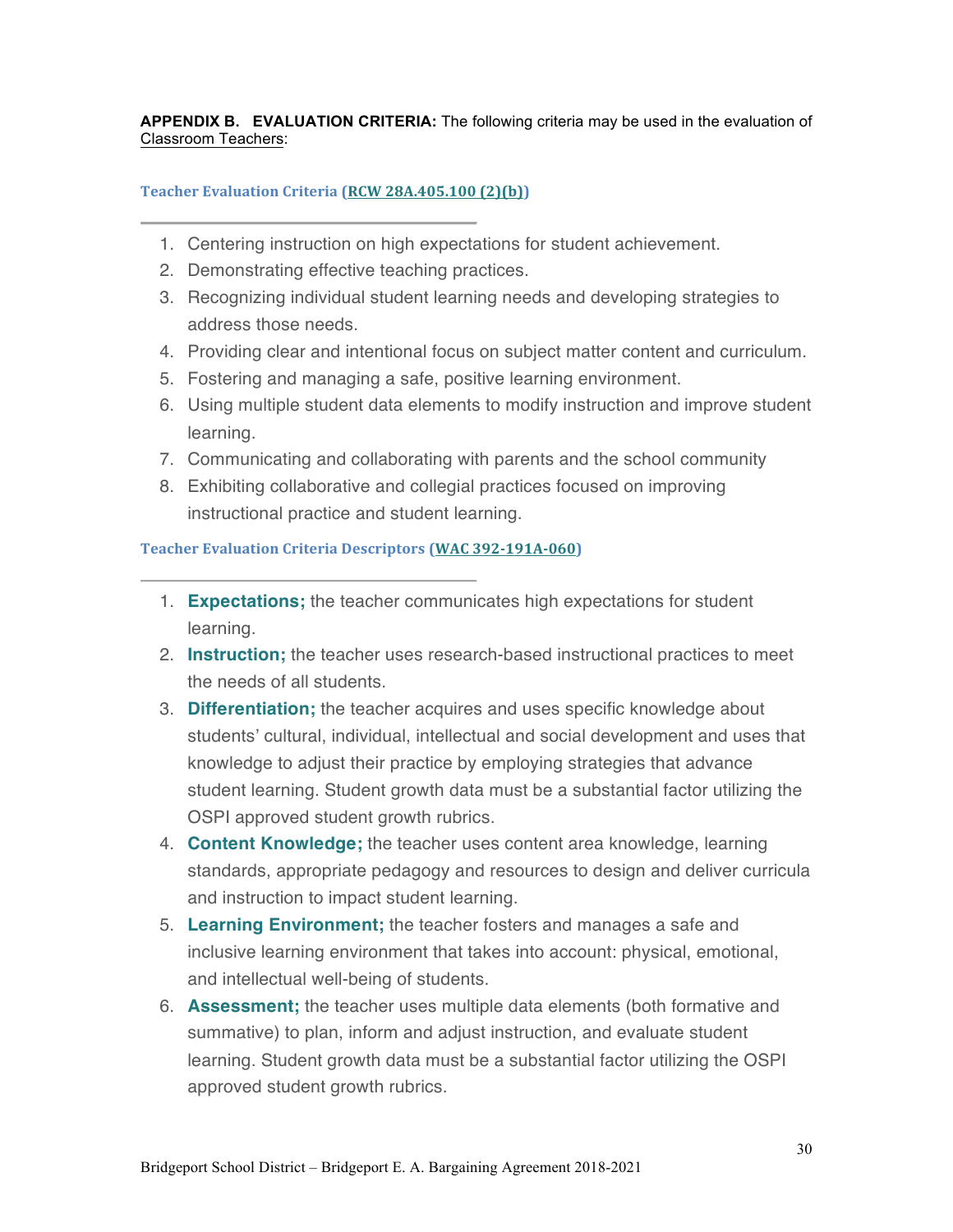**APPENDIX B. EVALUATION CRITERIA:** The following criteria may be used in the evaluation of Classroom Teachers:

### Teacher Evaluation Criteria (RCW 28A.405.100 (2)(b))

1. Centering instruction on high expectations for student achievement.
2. Demonstrating effective teaching practices.
3. Recognizing individual student learning needs and developing strategies to address those needs.
4. Providing clear and intentional focus on subject matter content and curriculum.
5. Fostering and managing a safe, positive learning environment.
6. Using multiple student data elements to modify instruction and improve student learning.
7. Communicating and collaborating with parents and the school community
8. Exhibiting collaborative and collegial practices focused on improving instructional practice and student learning.

### Teacher Evaluation Criteria Descriptors (WAC 392-191A-060)

1. **Expectations;** the teacher communicates high expectations for student learning.
2. **Instruction;** the teacher uses research-based instructional practices to meet the needs of all students.
3. **Differentiation;** the teacher acquires and uses specific knowledge about students' cultural, individual, intellectual and social development and uses that knowledge to adjust their practice by employing strategies that advance student learning. Student growth data must be a substantial factor utilizing the OSPI approved student growth rubrics.
4. **Content Knowledge;** the teacher uses content area knowledge, learning standards, appropriate pedagogy and resources to design and deliver curricula and instruction to impact student learning.
5. **Learning Environment;** the teacher fosters and manages a safe and inclusive learning environment that takes into account: physical, emotional, and intellectual well-being of students.
6. **Assessment;** the teacher uses multiple data elements (both formative and summative) to plan, inform and adjust instruction, and evaluate student learning. Student growth data must be a substantial factor utilizing the OSPI approved student growth rubrics.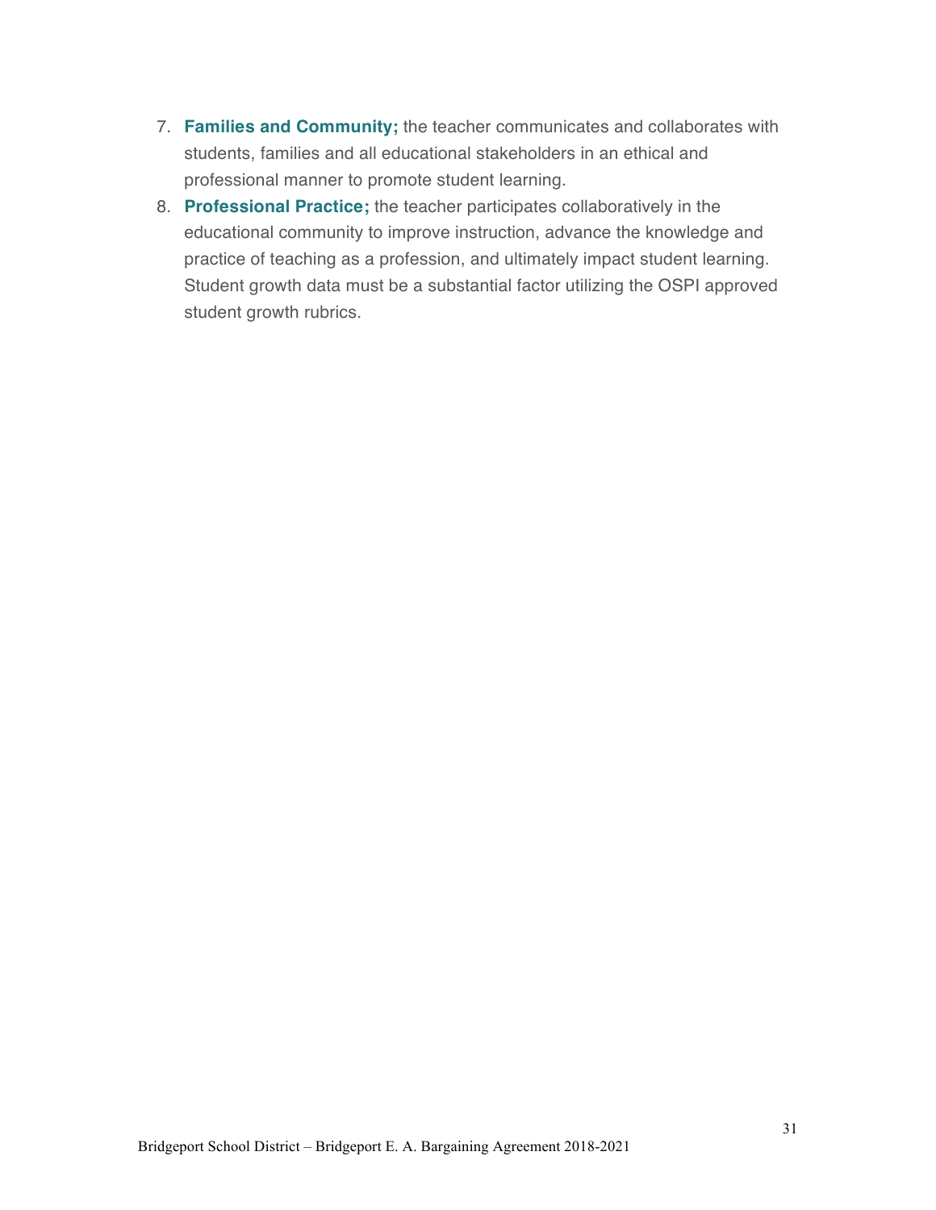7. **Families and Community;** the teacher communicates and collaborates with students, families and all educational stakeholders in an ethical and professional manner to promote student learning.
8. **Professional Practice;** the teacher participates collaboratively in the educational community to improve instruction, advance the knowledge and practice of teaching as a profession, and ultimately impact student learning. Student growth data must be a substantial factor utilizing the OSPI approved student growth rubrics.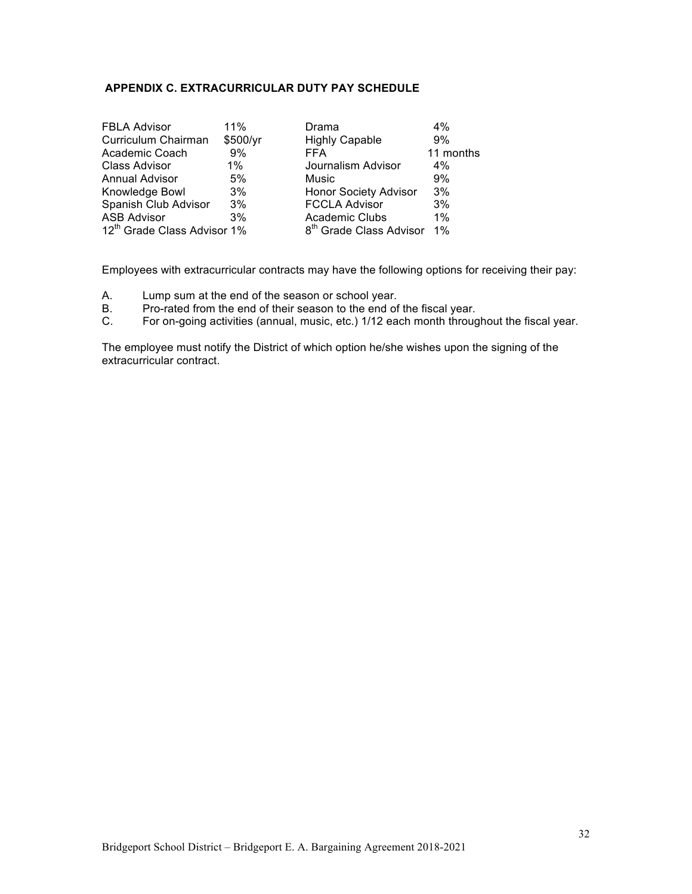## APPENDIX C. EXTRACURRICULAR DUTY PAY SCHEDULE

| | | | |
|---|---|---|---|
| FBLA Advisor | 11% | Drama | 4% |
| Curriculum Chairman | \$500/yr | Highly Capable | 9% |
| Academic Coach | 9% | FFA | 11 months |
| Class Advisor | 1% | Journalism Advisor | 4% |
| Annual Advisor | 5% | Music | 9% |
| Knowledge Bowl | 3% | Honor Society Advisor | 3% |
| Spanish Club Advisor | 3% | FCCLA Advisor | 3% |
| ASB Advisor | 3% | Academic Clubs | 1% |
| 12th Grade Class Advisor | 1% | 8th Grade Class Advisor | 1% |

Employees with extracurricular contracts may have the following options for receiving their pay:

A. Lump sum at the end of the season or school year.
B. Pro-rated from the end of their season to the end of the fiscal year.
C. For on-going activities (annual, music, etc.) 1/12 each month throughout the fiscal year.

The employee must notify the District of which option he/she wishes upon the signing of the extracurricular contract.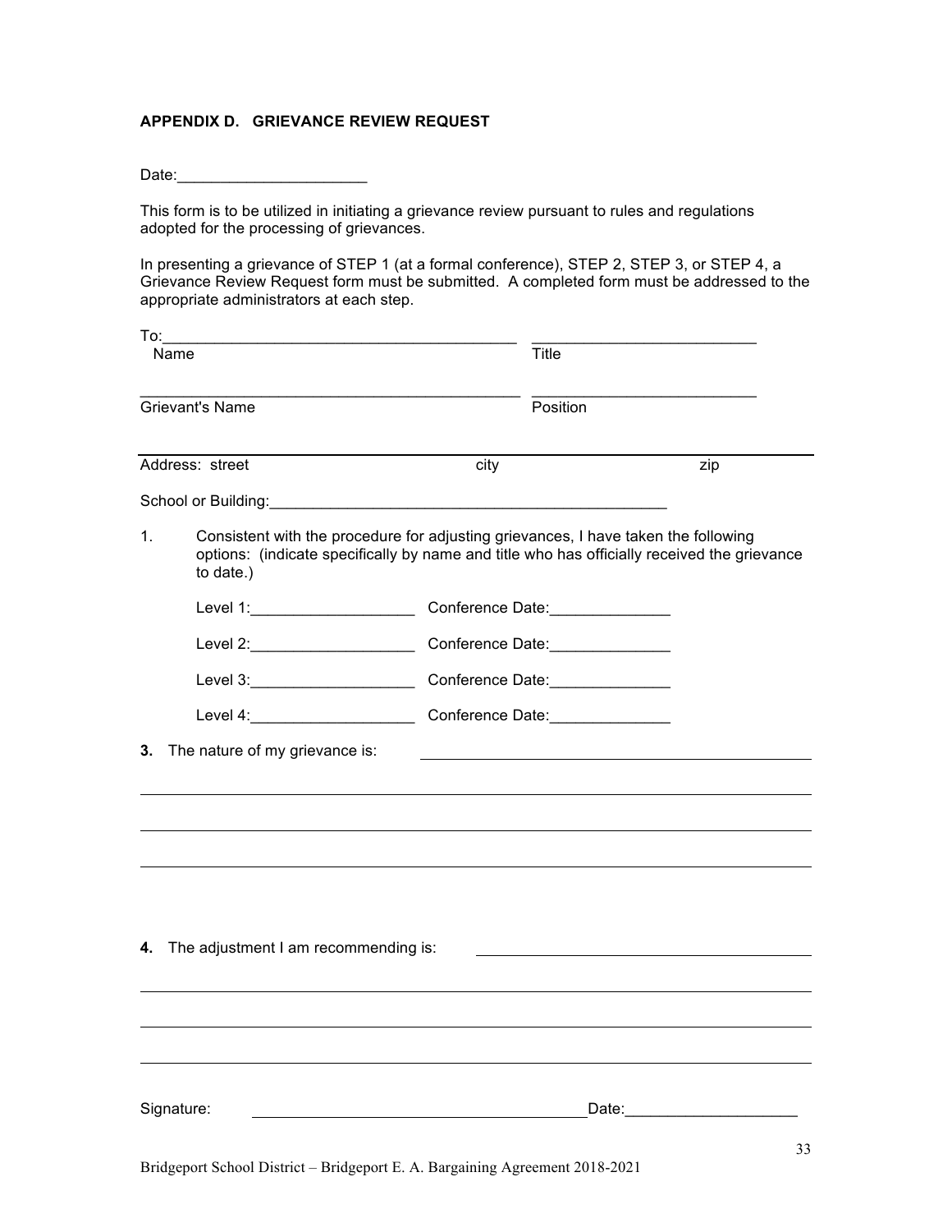## APPENDIX D. GRIEVANCE REVIEW REQUEST

Date:______________________

This form is to be utilized in initiating a grievance review pursuant to rules and regulations adopted for the processing of grievances.

In presenting a grievance of STEP 1 (at a formal conference), STEP 2, STEP 3, or STEP 4, a Grievance Review Request form must be submitted. A completed form must be addressed to the appropriate administrators at each step.

To:__________________________________________ __________________________
Name Title

____________________________________________ __________________________
Grievant's Name Position

______________________________________________________________________________
Address: street city zip

School or Building:________________________________________________

1. Consistent with the procedure for adjusting grievances, I have taken the following options: (indicate specifically by name and title who has officially received the grievance to date.)

   Level 1:___________________ Conference Date:______________

   Level 2:___________________ Conference Date:______________

   Level 3:___________________ Conference Date:______________

   Level 4:___________________ Conference Date:______________

**3.** The nature of my grievance is: ______________________________________________

______________________________________________________________________________

______________________________________________________________________________

______________________________________________________________________________

**4.** The adjustment I am recommending is: _______________________________________

______________________________________________________________________________

______________________________________________________________________________

______________________________________________________________________________

Signature: ________________________________________ Date:____________________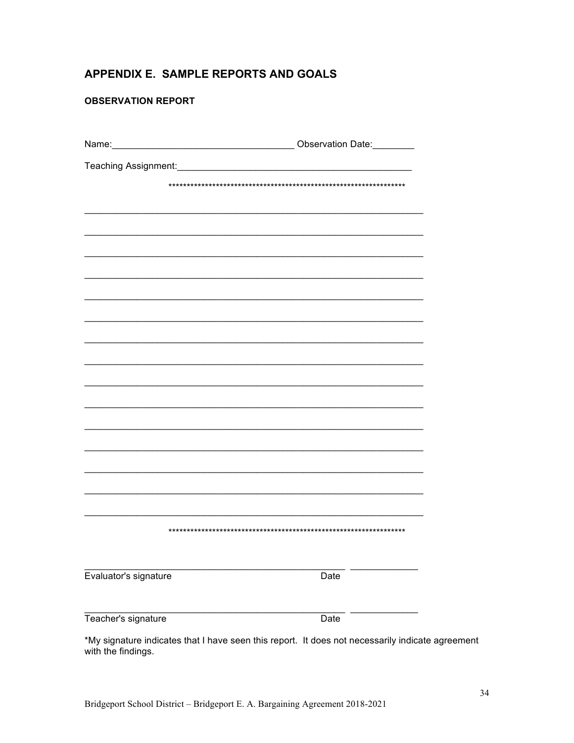## APPENDIX E. SAMPLE REPORTS AND GOALS

### OBSERVATION REPORT

Name:__________________________________ Observation Date:________

Teaching Assignment:______________________________________________

*****************************************************************

_____________________________________________________________________

_____________________________________________________________________

_____________________________________________________________________

_____________________________________________________________________

_____________________________________________________________________

_____________________________________________________________________

_____________________________________________________________________

_____________________________________________________________________

_____________________________________________________________________

_____________________________________________________________________

_____________________________________________________________________

_____________________________________________________________________

_____________________________________________________________________

_____________________________________________________________________

_____________________________________________________________________

*****************************************************************

_____________________________________________________ _____________

Evaluator's signature Date

_____________________________________________________ _____________

Teacher's signature Date

*My signature indicates that I have seen this report. It does not necessarily indicate agreement with the findings.